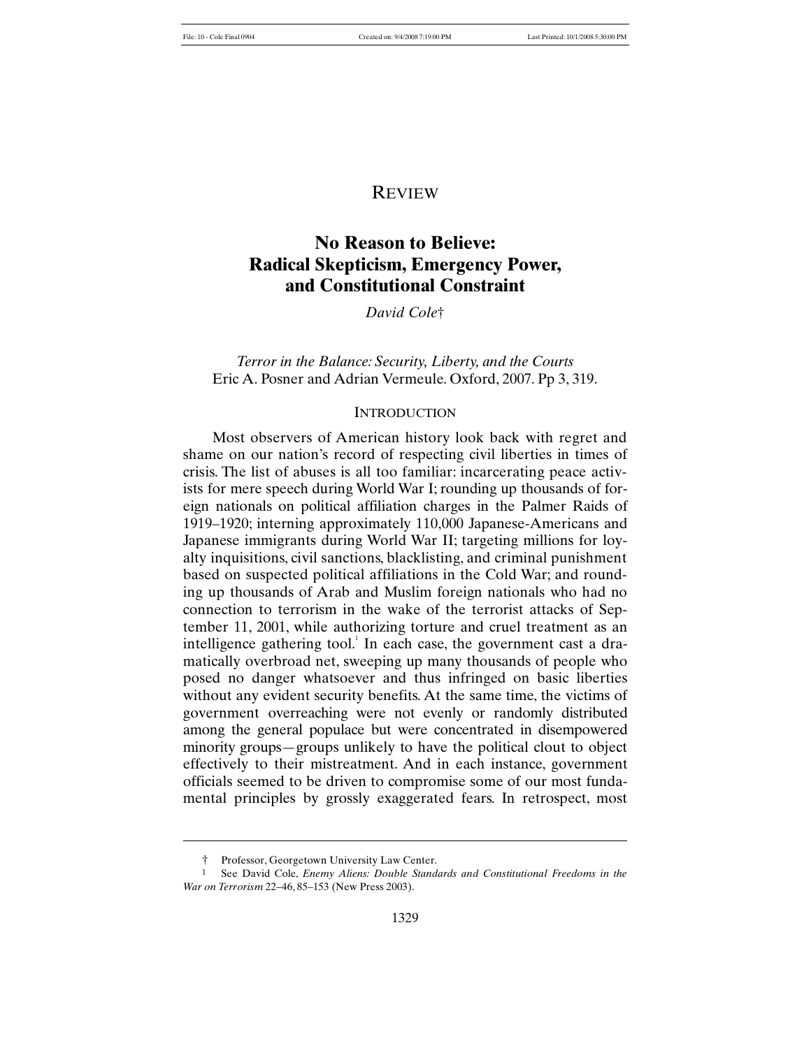# REVIEW

## No Reason to Believe: Radical Skepticism, Emergency Power, and Constitutional Constraint

*David Cole*†

*Terror in the Balance: Security, Liberty, and the Courts*
Eric A. Posner and Adrian Vermeule. Oxford, 2007. Pp 3, 319.

### INTRODUCTION

Most observers of American history look back with regret and shame on our nation's record of respecting civil liberties in times of crisis. The list of abuses is all too familiar: incarcerating peace activists for mere speech during World War I; rounding up thousands of foreign nationals on political affiliation charges in the Palmer Raids of 1919–1920; interning approximately 110,000 Japanese-Americans and Japanese immigrants during World War II; targeting millions for loyalty inquisitions, civil sanctions, blacklisting, and criminal punishment based on suspected political affiliations in the Cold War; and rounding up thousands of Arab and Muslim foreign nationals who had no connection to terrorism in the wake of the terrorist attacks of September 11, 2001, while authorizing torture and cruel treatment as an intelligence gathering tool.[1] In each case, the government cast a dramatically overbroad net, sweeping up many thousands of people who posed no danger whatsoever and thus infringed on basic liberties without any evident security benefits. At the same time, the victims of government overreaching were not evenly or randomly distributed among the general populace but were concentrated in disempowered minority groups—groups unlikely to have the political clout to object effectively to their mistreatment. And in each instance, government officials seemed to be driven to compromise some of our most fundamental principles by grossly exaggerated fears. In retrospect, most

---

† Professor, Georgetown University Law Center.

1 See David Cole, *Enemy Aliens: Double Standards and Constitutional Freedoms in the War on Terrorism* 22–46, 85–153 (New Press 2003).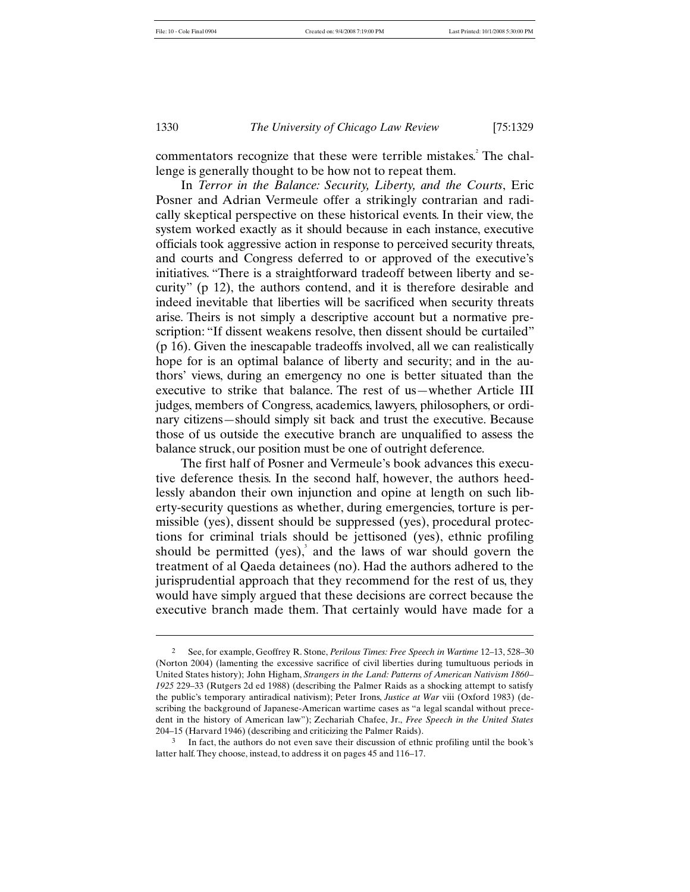commentators recognize that these were terrible mistakes.[2] The challenge is generally thought to be how not to repeat them.

In *Terror in the Balance: Security, Liberty, and the Courts*, Eric Posner and Adrian Vermeule offer a strikingly contrarian and radically skeptical perspective on these historical events. In their view, the system worked exactly as it should because in each instance, executive officials took aggressive action in response to perceived security threats, and courts and Congress deferred to or approved of the executive's initiatives. "There is a straightforward tradeoff between liberty and security" (p 12), the authors contend, and it is therefore desirable and indeed inevitable that liberties will be sacrificed when security threats arise. Theirs is not simply a descriptive account but a normative prescription: "If dissent weakens resolve, then dissent should be curtailed" (p 16). Given the inescapable tradeoffs involved, all we can realistically hope for is an optimal balance of liberty and security; and in the authors' views, during an emergency no one is better situated than the executive to strike that balance. The rest of us—whether Article III judges, members of Congress, academics, lawyers, philosophers, or ordinary citizens—should simply sit back and trust the executive. Because those of us outside the executive branch are unqualified to assess the balance struck, our position must be one of outright deference.

The first half of Posner and Vermeule's book advances this executive deference thesis. In the second half, however, the authors heedlessly abandon their own injunction and opine at length on such liberty-security questions as whether, during emergencies, torture is permissible (yes), dissent should be suppressed (yes), procedural protections for criminal trials should be jettisoned (yes), ethnic profiling should be permitted (yes),[3] and the laws of war should govern the treatment of al Qaeda detainees (no). Had the authors adhered to the jurisprudential approach that they recommend for the rest of us, they would have simply argued that these decisions are correct because the executive branch made them. That certainly would have made for a

---

[2] See, for example, Geoffrey R. Stone, *Perilous Times: Free Speech in Wartime* 12–13, 528–30 (Norton 2004) (lamenting the excessive sacrifice of civil liberties during tumultuous periods in United States history); John Higham, *Strangers in the Land: Patterns of American Nativism 1860–1925* 229–33 (Rutgers 2d ed 1988) (describing the Palmer Raids as a shocking attempt to satisfy the public's temporary antiradical nativism); Peter Irons, *Justice at War* viii (Oxford 1983) (describing the background of Japanese-American wartime cases as "a legal scandal without precedent in the history of American law"); Zechariah Chafee, Jr., *Free Speech in the United States* 204–15 (Harvard 1946) (describing and criticizing the Palmer Raids).

[3] In fact, the authors do not even save their discussion of ethnic profiling until the book's latter half. They choose, instead, to address it on pages 45 and 116–17.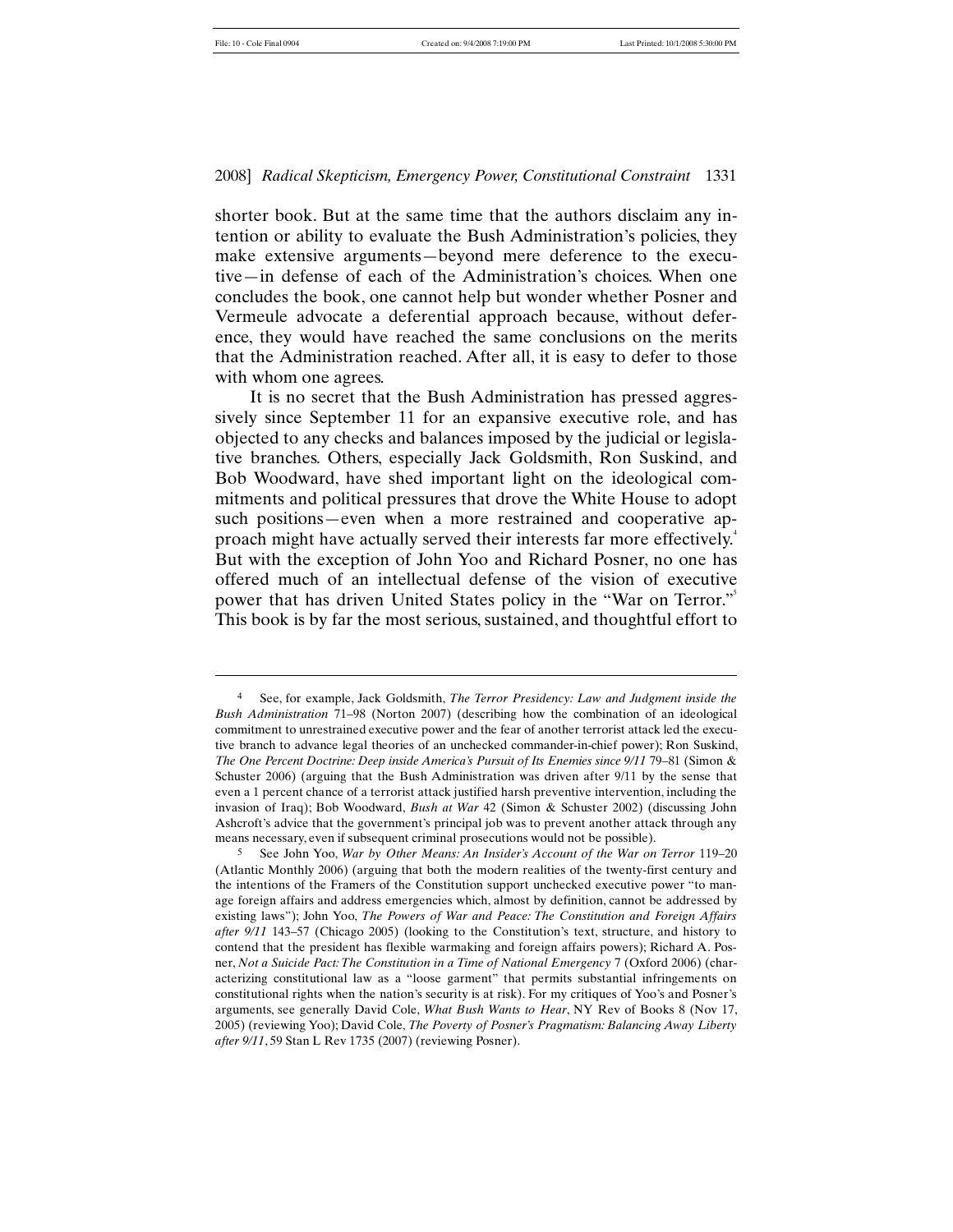shorter book. But at the same time that the authors disclaim any intention or ability to evaluate the Bush Administration's policies, they make extensive arguments—beyond mere deference to the executive—in defense of each of the Administration's choices. When one concludes the book, one cannot help but wonder whether Posner and Vermeule advocate a deferential approach because, without deference, they would have reached the same conclusions on the merits that the Administration reached. After all, it is easy to defer to those with whom one agrees.

It is no secret that the Bush Administration has pressed aggressively since September 11 for an expansive executive role, and has objected to any checks and balances imposed by the judicial or legislative branches. Others, especially Jack Goldsmith, Ron Suskind, and Bob Woodward, have shed important light on the ideological commitments and political pressures that drove the White House to adopt such positions—even when a more restrained and cooperative approach might have actually served their interests far more effectively.[4] But with the exception of John Yoo and Richard Posner, no one has offered much of an intellectual defense of the vision of executive power that has driven United States policy in the "War on Terror."[5] This book is by far the most serious, sustained, and thoughtful effort to

---

4 See, for example, Jack Goldsmith, *The Terror Presidency: Law and Judgment inside the Bush Administration* 71–98 (Norton 2007) (describing how the combination of an ideological commitment to unrestrained executive power and the fear of another terrorist attack led the executive branch to advance legal theories of an unchecked commander-in-chief power); Ron Suskind, *The One Percent Doctrine: Deep inside America's Pursuit of Its Enemies since 9/11* 79–81 (Simon & Schuster 2006) (arguing that the Bush Administration was driven after 9/11 by the sense that even a 1 percent chance of a terrorist attack justified harsh preventive intervention, including the invasion of Iraq); Bob Woodward, *Bush at War* 42 (Simon & Schuster 2002) (discussing John Ashcroft's advice that the government's principal job was to prevent another attack through any means necessary, even if subsequent criminal prosecutions would not be possible).

5 See John Yoo, *War by Other Means: An Insider's Account of the War on Terror* 119–20 (Atlantic Monthly 2006) (arguing that both the modern realities of the twenty-first century and the intentions of the Framers of the Constitution support unchecked executive power "to manage foreign affairs and address emergencies which, almost by definition, cannot be addressed by existing laws"); John Yoo, *The Powers of War and Peace: The Constitution and Foreign Affairs after 9/11* 143–57 (Chicago 2005) (looking to the Constitution's text, structure, and history to contend that the president has flexible warmaking and foreign affairs powers); Richard A. Posner, *Not a Suicide Pact: The Constitution in a Time of National Emergency* 7 (Oxford 2006) (characterizing constitutional law as a "loose garment" that permits substantial infringements on constitutional rights when the nation's security is at risk). For my critiques of Yoo's and Posner's arguments, see generally David Cole, *What Bush Wants to Hear*, NY Rev of Books 8 (Nov 17, 2005) (reviewing Yoo); David Cole, *The Poverty of Posner's Pragmatism: Balancing Away Liberty after 9/11*, 59 Stan L Rev 1735 (2007) (reviewing Posner).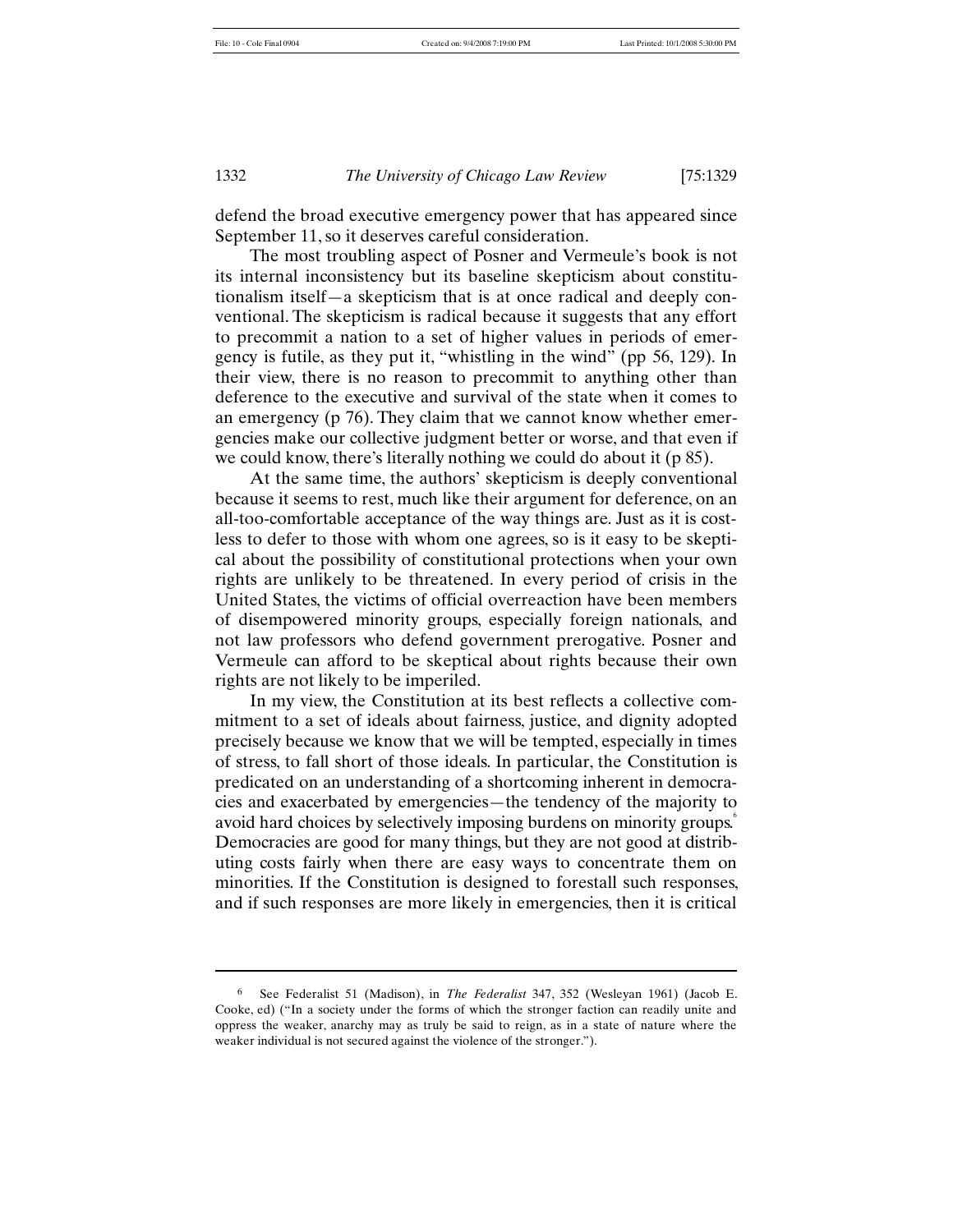defend the broad executive emergency power that has appeared since September 11, so it deserves careful consideration.

The most troubling aspect of Posner and Vermeule's book is not its internal inconsistency but its baseline skepticism about constitutionalism itself—a skepticism that is at once radical and deeply conventional. The skepticism is radical because it suggests that any effort to precommit a nation to a set of higher values in periods of emergency is futile, as they put it, "whistling in the wind" (pp 56, 129). In their view, there is no reason to precommit to anything other than deference to the executive and survival of the state when it comes to an emergency (p 76). They claim that we cannot know whether emergencies make our collective judgment better or worse, and that even if we could know, there's literally nothing we could do about it (p 85).

At the same time, the authors' skepticism is deeply conventional because it seems to rest, much like their argument for deference, on an all-too-comfortable acceptance of the way things are. Just as it is costless to defer to those with whom one agrees, so is it easy to be skeptical about the possibility of constitutional protections when your own rights are unlikely to be threatened. In every period of crisis in the United States, the victims of official overreaction have been members of disempowered minority groups, especially foreign nationals, and not law professors who defend government prerogative. Posner and Vermeule can afford to be skeptical about rights because their own rights are not likely to be imperiled.

In my view, the Constitution at its best reflects a collective commitment to a set of ideals about fairness, justice, and dignity adopted precisely because we know that we will be tempted, especially in times of stress, to fall short of those ideals. In particular, the Constitution is predicated on an understanding of a shortcoming inherent in democracies and exacerbated by emergencies—the tendency of the majority to avoid hard choices by selectively imposing burdens on minority groups.[6] Democracies are good for many things, but they are not good at distributing costs fairly when there are easy ways to concentrate them on minorities. If the Constitution is designed to forestall such responses, and if such responses are more likely in emergencies, then it is critical

---

[6] See Federalist 51 (Madison), in *The Federalist* 347, 352 (Wesleyan 1961) (Jacob E. Cooke, ed) ("In a society under the forms of which the stronger faction can readily unite and oppress the weaker, anarchy may as truly be said to reign, as in a state of nature where the weaker individual is not secured against the violence of the stronger.").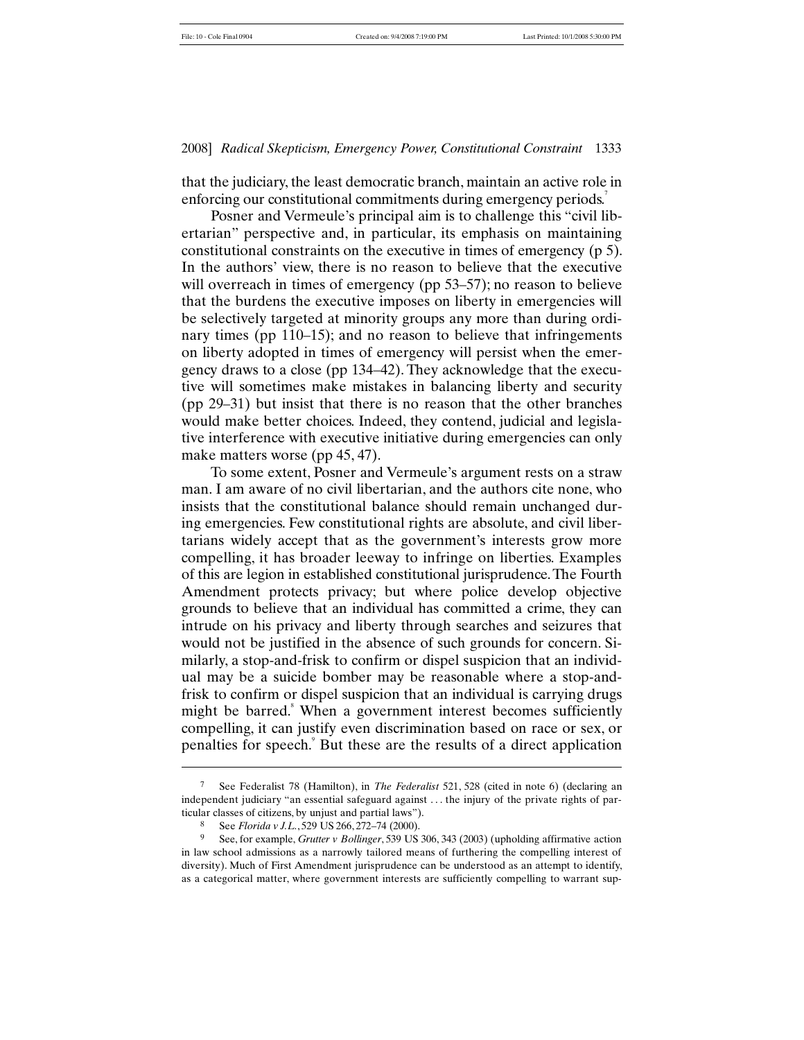that the judiciary, the least democratic branch, maintain an active role in enforcing our constitutional commitments during emergency periods.[7]

Posner and Vermeule's principal aim is to challenge this "civil libertarian" perspective and, in particular, its emphasis on maintaining constitutional constraints on the executive in times of emergency (p 5). In the authors' view, there is no reason to believe that the executive will overreach in times of emergency (pp 53–57); no reason to believe that the burdens the executive imposes on liberty in emergencies will be selectively targeted at minority groups any more than during ordinary times (pp 110–15); and no reason to believe that infringements on liberty adopted in times of emergency will persist when the emergency draws to a close (pp 134–42). They acknowledge that the executive will sometimes make mistakes in balancing liberty and security (pp 29–31) but insist that there is no reason that the other branches would make better choices. Indeed, they contend, judicial and legislative interference with executive initiative during emergencies can only make matters worse (pp 45, 47).

To some extent, Posner and Vermeule's argument rests on a straw man. I am aware of no civil libertarian, and the authors cite none, who insists that the constitutional balance should remain unchanged during emergencies. Few constitutional rights are absolute, and civil libertarians widely accept that as the government's interests grow more compelling, it has broader leeway to infringe on liberties. Examples of this are legion in established constitutional jurisprudence. The Fourth Amendment protects privacy; but where police develop objective grounds to believe that an individual has committed a crime, they can intrude on his privacy and liberty through searches and seizures that would not be justified in the absence of such grounds for concern. Similarly, a stop-and-frisk to confirm or dispel suspicion that an individual may be a suicide bomber may be reasonable where a stop-and-frisk to confirm or dispel suspicion that an individual is carrying drugs might be barred.[8] When a government interest becomes sufficiently compelling, it can justify even discrimination based on race or sex, or penalties for speech.[9] But these are the results of a direct application

---

7 See Federalist 78 (Hamilton), in *The Federalist* 521, 528 (cited in note 6) (declaring an independent judiciary "an essential safeguard against . . . the injury of the private rights of particular classes of citizens, by unjust and partial laws").

8 See *Florida v J.L.*, 529 US 266, 272–74 (2000).

9 See, for example, *Grutter v Bollinger*, 539 US 306, 343 (2003) (upholding affirmative action in law school admissions as a narrowly tailored means of furthering the compelling interest of diversity). Much of First Amendment jurisprudence can be understood as an attempt to identify, as a categorical matter, where government interests are sufficiently compelling to warrant sup-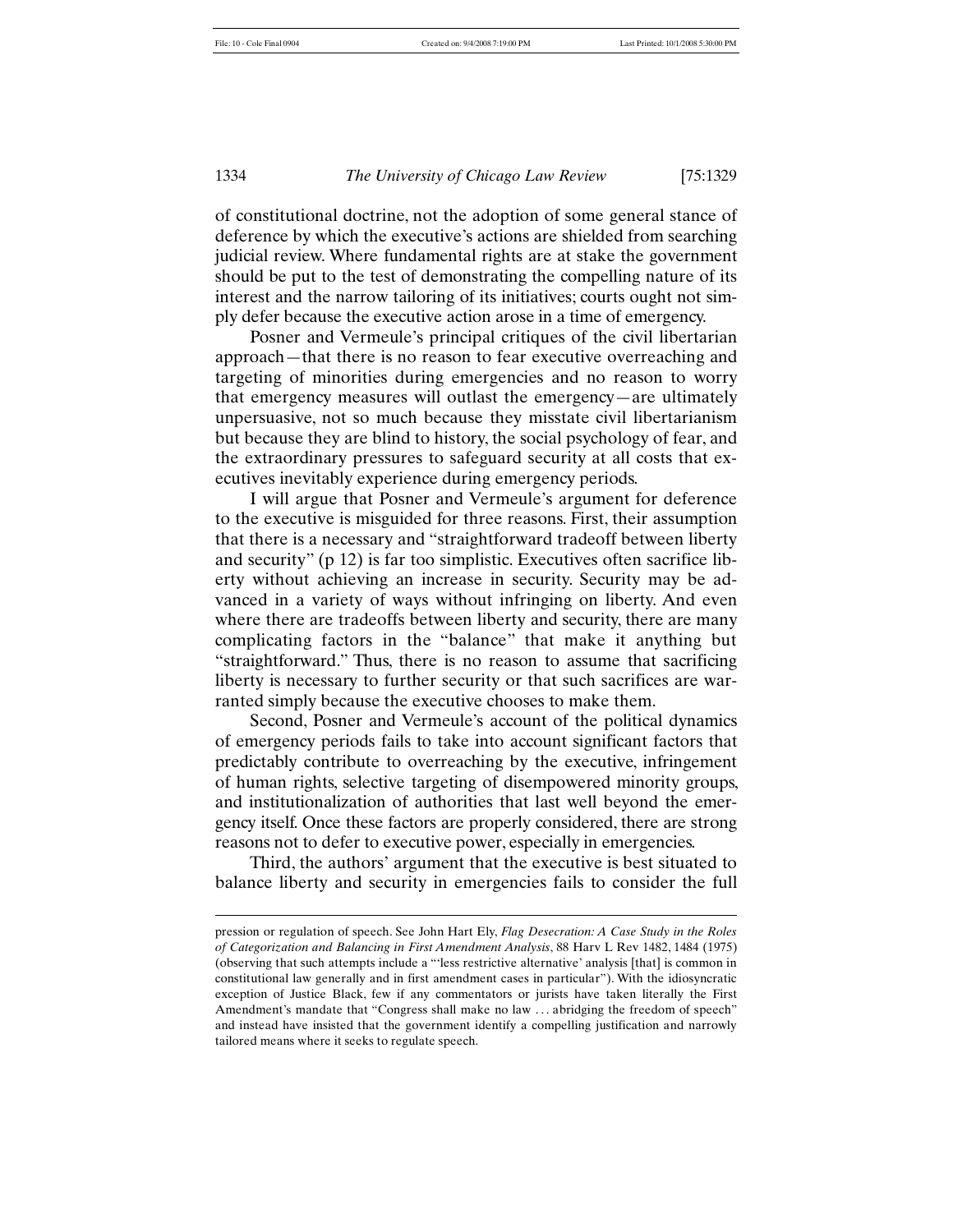of constitutional doctrine, not the adoption of some general stance of deference by which the executive's actions are shielded from searching judicial review. Where fundamental rights are at stake the government should be put to the test of demonstrating the compelling nature of its interest and the narrow tailoring of its initiatives; courts ought not simply defer because the executive action arose in a time of emergency.

Posner and Vermeule's principal critiques of the civil libertarian approach—that there is no reason to fear executive overreaching and targeting of minorities during emergencies and no reason to worry that emergency measures will outlast the emergency—are ultimately unpersuasive, not so much because they misstate civil libertarianism but because they are blind to history, the social psychology of fear, and the extraordinary pressures to safeguard security at all costs that executives inevitably experience during emergency periods.

I will argue that Posner and Vermeule's argument for deference to the executive is misguided for three reasons. First, their assumption that there is a necessary and "straightforward tradeoff between liberty and security" (p 12) is far too simplistic. Executives often sacrifice liberty without achieving an increase in security. Security may be advanced in a variety of ways without infringing on liberty. And even where there are tradeoffs between liberty and security, there are many complicating factors in the "balance" that make it anything but "straightforward." Thus, there is no reason to assume that sacrificing liberty is necessary to further security or that such sacrifices are warranted simply because the executive chooses to make them.

Second, Posner and Vermeule's account of the political dynamics of emergency periods fails to take into account significant factors that predictably contribute to overreaching by the executive, infringement of human rights, selective targeting of disempowered minority groups, and institutionalization of authorities that last well beyond the emergency itself. Once these factors are properly considered, there are strong reasons not to defer to executive power, especially in emergencies.

Third, the authors' argument that the executive is best situated to balance liberty and security in emergencies fails to consider the full

---

pression or regulation of speech. See John Hart Ely, *Flag Desecration: A Case Study in the Roles of Categorization and Balancing in First Amendment Analysis*, 88 Harv L Rev 1482, 1484 (1975) (observing that such attempts include a "'less restrictive alternative' analysis [that] is common in constitutional law generally and in first amendment cases in particular"). With the idiosyncratic exception of Justice Black, few if any commentators or jurists have taken literally the First Amendment's mandate that "Congress shall make no law . . . abridging the freedom of speech" and instead have insisted that the government identify a compelling justification and narrowly tailored means where it seeks to regulate speech.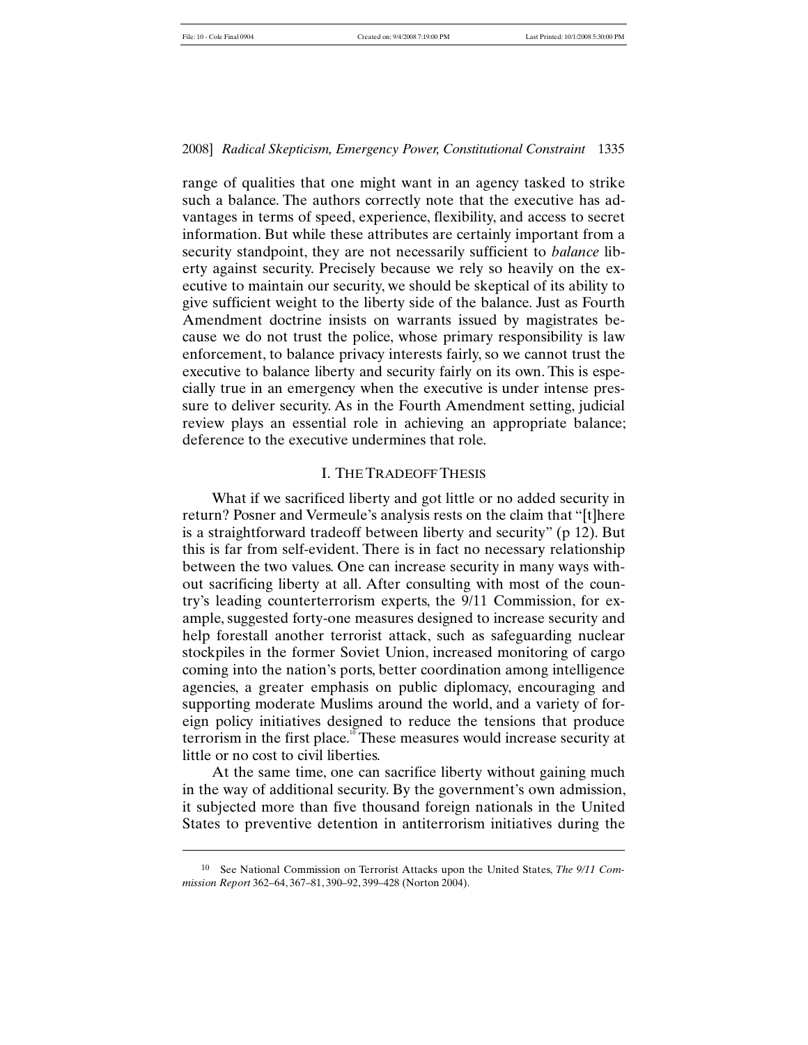range of qualities that one might want in an agency tasked to strike such a balance. The authors correctly note that the executive has advantages in terms of speed, experience, flexibility, and access to secret information. But while these attributes are certainly important from a security standpoint, they are not necessarily sufficient to *balance* liberty against security. Precisely because we rely so heavily on the executive to maintain our security, we should be skeptical of its ability to give sufficient weight to the liberty side of the balance. Just as Fourth Amendment doctrine insists on warrants issued by magistrates because we do not trust the police, whose primary responsibility is law enforcement, to balance privacy interests fairly, so we cannot trust the executive to balance liberty and security fairly on its own. This is especially true in an emergency when the executive is under intense pressure to deliver security. As in the Fourth Amendment setting, judicial review plays an essential role in achieving an appropriate balance; deference to the executive undermines that role.

## I. THE TRADEOFF THESIS

What if we sacrificed liberty and got little or no added security in return? Posner and Vermeule's analysis rests on the claim that "[t]here is a straightforward tradeoff between liberty and security" (p 12). But this is far from self-evident. There is in fact no necessary relationship between the two values. One can increase security in many ways without sacrificing liberty at all. After consulting with most of the country's leading counterterrorism experts, the 9/11 Commission, for example, suggested forty-one measures designed to increase security and help forestall another terrorist attack, such as safeguarding nuclear stockpiles in the former Soviet Union, increased monitoring of cargo coming into the nation's ports, better coordination among intelligence agencies, a greater emphasis on public diplomacy, encouraging and supporting moderate Muslims around the world, and a variety of foreign policy initiatives designed to reduce the tensions that produce terrorism in the first place.[10] These measures would increase security at little or no cost to civil liberties.

At the same time, one can sacrifice liberty without gaining much in the way of additional security. By the government's own admission, it subjected more than five thousand foreign nationals in the United States to preventive detention in antiterrorism initiatives during the

---

[10] See National Commission on Terrorist Attacks upon the United States, *The 9/11 Commission Report* 362–64, 367–81, 390–92, 399–428 (Norton 2004).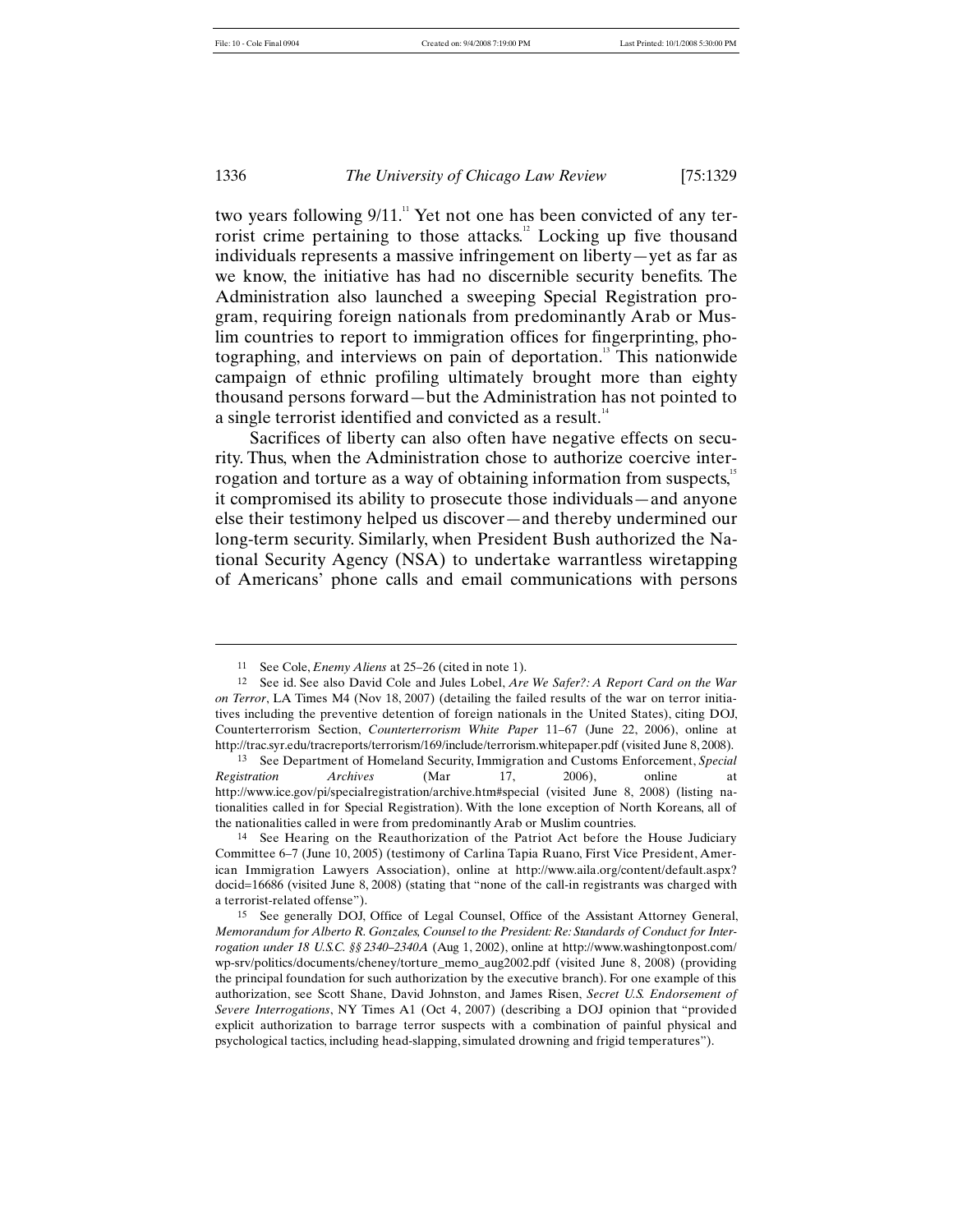two years following 9/11.[11] Yet not one has been convicted of any terrorist crime pertaining to those attacks.[12] Locking up five thousand individuals represents a massive infringement on liberty—yet as far as we know, the initiative has had no discernible security benefits. The Administration also launched a sweeping Special Registration program, requiring foreign nationals from predominantly Arab or Muslim countries to report to immigration offices for fingerprinting, photographing, and interviews on pain of deportation.[13] This nationwide campaign of ethnic profiling ultimately brought more than eighty thousand persons forward—but the Administration has not pointed to a single terrorist identified and convicted as a result.[14]

Sacrifices of liberty can also often have negative effects on security. Thus, when the Administration chose to authorize coercive interrogation and torture as a way of obtaining information from suspects,[15] it compromised its ability to prosecute those individuals—and anyone else their testimony helped us discover—and thereby undermined our long-term security. Similarly, when President Bush authorized the National Security Agency (NSA) to undertake warrantless wiretapping of Americans' phone calls and email communications with persons

---

11 See Cole, *Enemy Aliens* at 25–26 (cited in note 1).

12 See id. See also David Cole and Jules Lobel, *Are We Safer?: A Report Card on the War on Terror*, LA Times M4 (Nov 18, 2007) (detailing the failed results of the war on terror initiatives including the preventive detention of foreign nationals in the United States), citing DOJ, Counterterrorism Section, *Counterterrorism White Paper* 11–67 (June 22, 2006), online at http://trac.syr.edu/tracreports/terrorism/169/include/terrorism.whitepaper.pdf (visited June 8, 2008).

13 See Department of Homeland Security, Immigration and Customs Enforcement, *Special Registration Archives* (Mar 17, 2006), online at http://www.ice.gov/pi/specialregistration/archive.htm#special (visited June 8, 2008) (listing nationalities called in for Special Registration). With the lone exception of North Koreans, all of the nationalities called in were from predominantly Arab or Muslim countries.

14 See Hearing on the Reauthorization of the Patriot Act before the House Judiciary Committee 6–7 (June 10, 2005) (testimony of Carlina Tapia Ruano, First Vice President, American Immigration Lawyers Association), online at http://www.aila.org/content/default.aspx?docid=16686 (visited June 8, 2008) (stating that "none of the call-in registrants was charged with a terrorist-related offense").

15 See generally DOJ, Office of Legal Counsel, Office of the Assistant Attorney General, *Memorandum for Alberto R. Gonzales, Counsel to the President: Re: Standards of Conduct for Interrogation under 18 U.S.C. §§ 2340–2340A* (Aug 1, 2002), online at http://www.washingtonpost.com/wp-srv/politics/documents/cheney/torture_memo_aug2002.pdf (visited June 8, 2008) (providing the principal foundation for such authorization by the executive branch). For one example of this authorization, see Scott Shane, David Johnston, and James Risen, *Secret U.S. Endorsement of Severe Interrogations*, NY Times A1 (Oct 4, 2007) (describing a DOJ opinion that "provided explicit authorization to barrage terror suspects with a combination of painful physical and psychological tactics, including head-slapping, simulated drowning and frigid temperatures").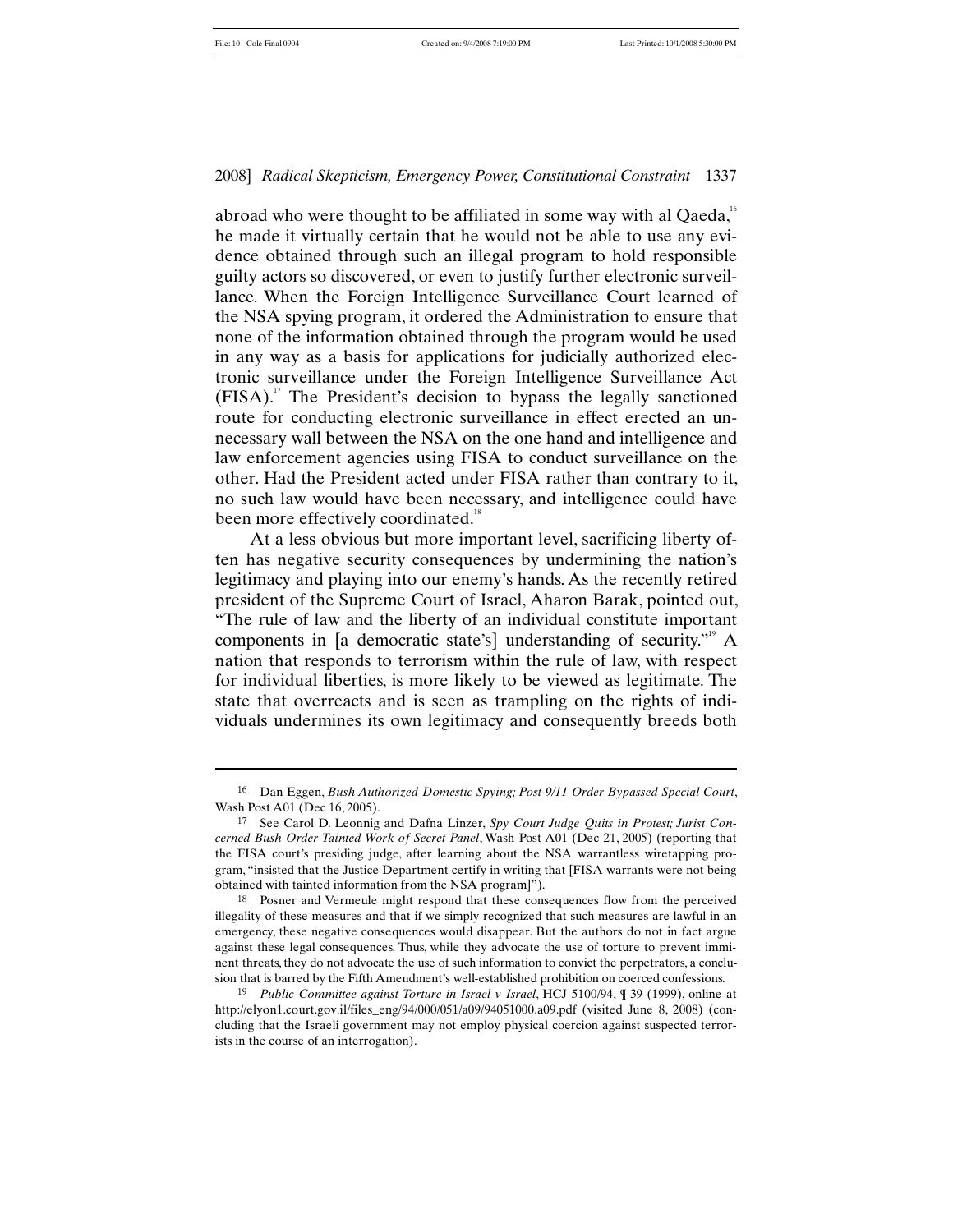abroad who were thought to be affiliated in some way with al Qaeda,[16] he made it virtually certain that he would not be able to use any evidence obtained through such an illegal program to hold responsible guilty actors so discovered, or even to justify further electronic surveillance. When the Foreign Intelligence Surveillance Court learned of the NSA spying program, it ordered the Administration to ensure that none of the information obtained through the program would be used in any way as a basis for applications for judicially authorized electronic surveillance under the Foreign Intelligence Surveillance Act (FISA).[17] The President's decision to bypass the legally sanctioned route for conducting electronic surveillance in effect erected an unnecessary wall between the NSA on the one hand and intelligence and law enforcement agencies using FISA to conduct surveillance on the other. Had the President acted under FISA rather than contrary to it, no such law would have been necessary, and intelligence could have been more effectively coordinated.[18]

At a less obvious but more important level, sacrificing liberty often has negative security consequences by undermining the nation's legitimacy and playing into our enemy's hands. As the recently retired president of the Supreme Court of Israel, Aharon Barak, pointed out, "The rule of law and the liberty of an individual constitute important components in [a democratic state's] understanding of security."[19] A nation that responds to terrorism within the rule of law, with respect for individual liberties, is more likely to be viewed as legitimate. The state that overreacts and is seen as trampling on the rights of individuals undermines its own legitimacy and consequently breeds both

---

16 Dan Eggen, *Bush Authorized Domestic Spying; Post-9/11 Order Bypassed Special Court*, Wash Post A01 (Dec 16, 2005).

17 See Carol D. Leonnig and Dafna Linzer, *Spy Court Judge Quits in Protest; Jurist Concerned Bush Order Tainted Work of Secret Panel*, Wash Post A01 (Dec 21, 2005) (reporting that the FISA court's presiding judge, after learning about the NSA warrantless wiretapping program, "insisted that the Justice Department certify in writing that [FISA warrants were not being obtained with tainted information from the NSA program]").

18 Posner and Vermeule might respond that these consequences flow from the perceived illegality of these measures and that if we simply recognized that such measures are lawful in an emergency, these negative consequences would disappear. But the authors do not in fact argue against these legal consequences. Thus, while they advocate the use of torture to prevent imminent threats, they do not advocate the use of such information to convict the perpetrators, a conclusion that is barred by the Fifth Amendment's well-established prohibition on coerced confessions.

19 *Public Committee against Torture in Israel v Israel*, HCJ 5100/94, ¶ 39 (1999), online at http://elyon1.court.gov.il/files_eng/94/000/051/a09/94051000.a09.pdf (visited June 8, 2008) (concluding that the Israeli government may not employ physical coercion against suspected terrorists in the course of an interrogation).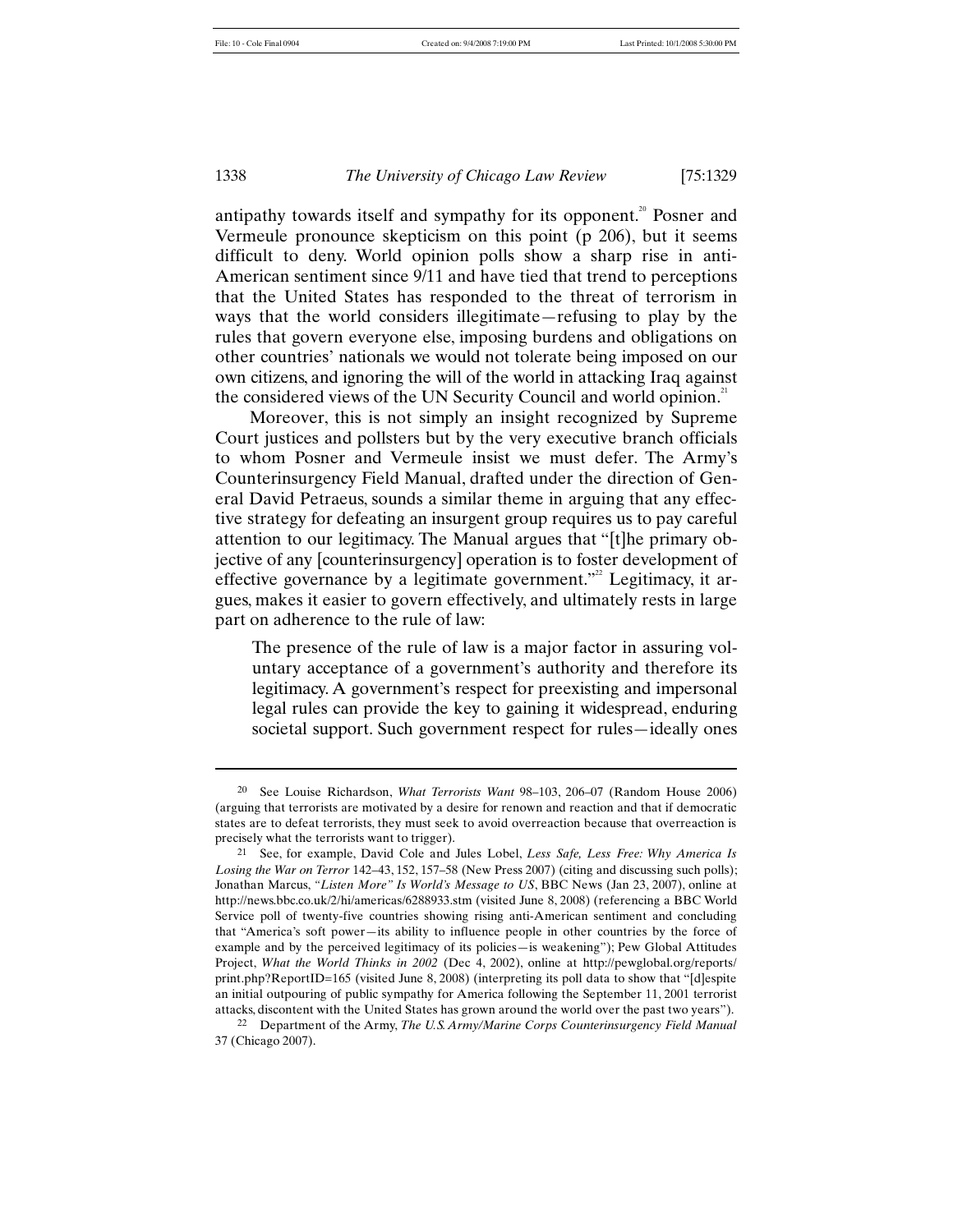antipathy towards itself and sympathy for its opponent.[20] Posner and Vermeule pronounce skepticism on this point (p 206), but it seems difficult to deny. World opinion polls show a sharp rise in anti-American sentiment since 9/11 and have tied that trend to perceptions that the United States has responded to the threat of terrorism in ways that the world considers illegitimate—refusing to play by the rules that govern everyone else, imposing burdens and obligations on other countries' nationals we would not tolerate being imposed on our own citizens, and ignoring the will of the world in attacking Iraq against the considered views of the UN Security Council and world opinion.[21]

Moreover, this is not simply an insight recognized by Supreme Court justices and pollsters but by the very executive branch officials to whom Posner and Vermeule insist we must defer. The Army's Counterinsurgency Field Manual, drafted under the direction of General David Petraeus, sounds a similar theme in arguing that any effective strategy for defeating an insurgent group requires us to pay careful attention to our legitimacy. The Manual argues that "[t]he primary objective of any [counterinsurgency] operation is to foster development of effective governance by a legitimate government."[22] Legitimacy, it argues, makes it easier to govern effectively, and ultimately rests in large part on adherence to the rule of law:

> The presence of the rule of law is a major factor in assuring voluntary acceptance of a government's authority and therefore its legitimacy. A government's respect for preexisting and impersonal legal rules can provide the key to gaining it widespread, enduring societal support. Such government respect for rules—ideally ones

---

20 See Louise Richardson, *What Terrorists Want* 98–103, 206–07 (Random House 2006) (arguing that terrorists are motivated by a desire for renown and reaction and that if democratic states are to defeat terrorists, they must seek to avoid overreaction because that overreaction is precisely what the terrorists want to trigger).

21 See, for example, David Cole and Jules Lobel, *Less Safe, Less Free: Why America Is Losing the War on Terror* 142–43, 152, 157–58 (New Press 2007) (citing and discussing such polls); Jonathan Marcus, *"Listen More" Is World's Message to US*, BBC News (Jan 23, 2007), online at http://news.bbc.co.uk/2/hi/americas/6288933.stm (visited June 8, 2008) (referencing a BBC World Service poll of twenty-five countries showing rising anti-American sentiment and concluding that "America's soft power—its ability to influence people in other countries by the force of example and by the perceived legitimacy of its policies—is weakening"); Pew Global Attitudes Project, *What the World Thinks in 2002* (Dec 4, 2002), online at http://pewglobal.org/reports/print.php?ReportID=165 (visited June 8, 2008) (interpreting its poll data to show that "[d]espite an initial outpouring of public sympathy for America following the September 11, 2001 terrorist attacks, discontent with the United States has grown around the world over the past two years").

22 Department of the Army, *The U.S. Army/Marine Corps Counterinsurgency Field Manual* 37 (Chicago 2007).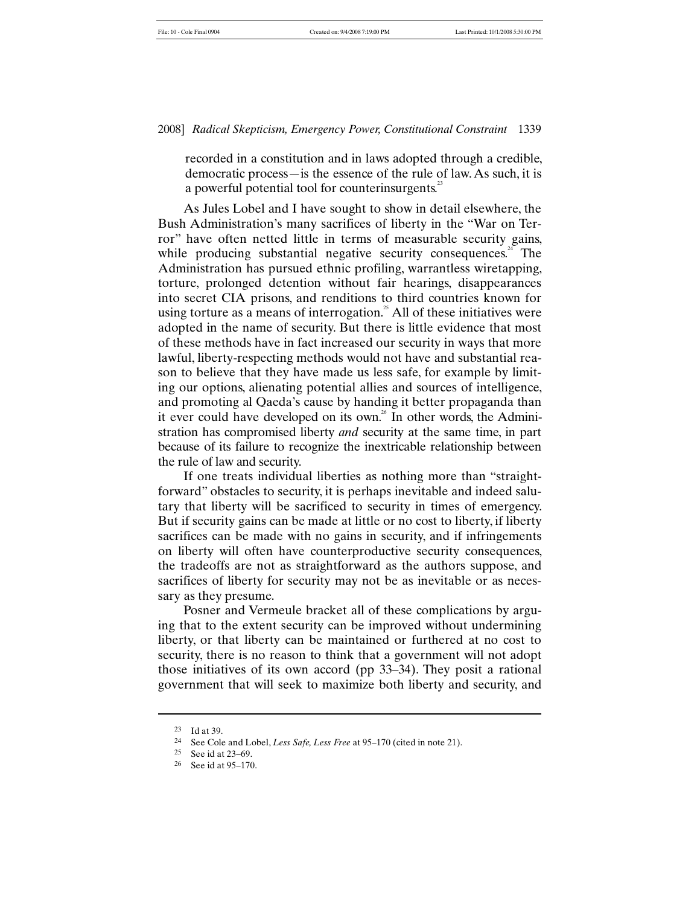recorded in a constitution and in laws adopted through a credible, democratic process—is the essence of the rule of law. As such, it is a powerful potential tool for counterinsurgents.[23]

As Jules Lobel and I have sought to show in detail elsewhere, the Bush Administration's many sacrifices of liberty in the "War on Terror" have often netted little in terms of measurable security gains, while producing substantial negative security consequences.[24] The Administration has pursued ethnic profiling, warrantless wiretapping, torture, prolonged detention without fair hearings, disappearances into secret CIA prisons, and renditions to third countries known for using torture as a means of interrogation.[25] All of these initiatives were adopted in the name of security. But there is little evidence that most of these methods have in fact increased our security in ways that more lawful, liberty-respecting methods would not and substantial reason to believe that they have made us less safe, for example by limiting our options, alienating potential allies and sources of intelligence, and promoting al Qaeda's cause by handing it better propaganda than it ever could have developed on its own.[26] In other words, the Administration has compromised liberty *and* security at the same time, in part because of its failure to recognize the inextricable relationship between the rule of law and security.

If one treats individual liberties as nothing more than "straightforward" obstacles to security, it is perhaps inevitable and indeed salutary that liberty will be sacrificed to security in times of emergency. But if security gains can be made at little or no cost to liberty, if liberty sacrifices can be made with no gains in security, and if infringements on liberty will often have counterproductive security consequences, the tradeoffs are not as straightforward as the authors suppose, and sacrifices of liberty for security may not be as inevitable or as necessary as they presume.

Posner and Vermeule bracket all of these complications by arguing that to the extent security can be improved without undermining liberty, or that liberty can be maintained or furthered at no cost to security, there is no reason to think that a government will not adopt those initiatives of its own accord (pp 33–34). They posit a rational government that will seek to maximize both liberty and security, and

---

23 Id at 39.

24 See Cole and Lobel, *Less Safe, Less Free* at 95–170 (cited in note 21).

25 See id at 23–69.

26 See id at 95–170.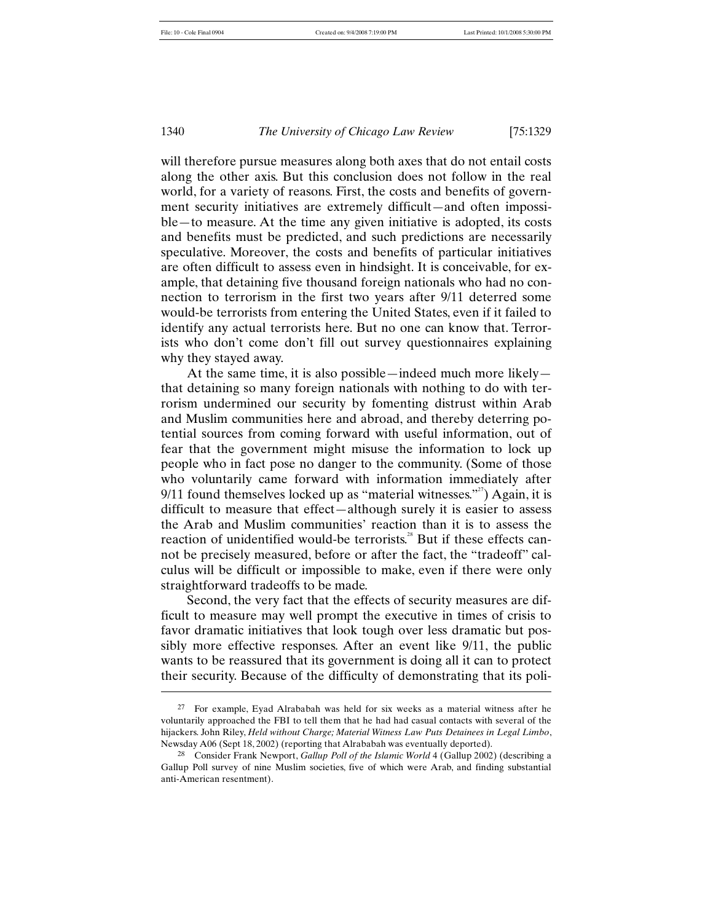will therefore pursue measures along both axes that do not entail costs along the other axis. But this conclusion does not follow in the real world, for a variety of reasons. First, the costs and benefits of government security initiatives are extremely difficult—and often impossible—to measure. At the time any given initiative is adopted, its costs and benefits must be predicted, and such predictions are necessarily speculative. Moreover, the costs and benefits of particular initiatives are often difficult to assess even in hindsight. It is conceivable, for example, that detaining five thousand foreign nationals who had no connection to terrorism in the first two years after 9/11 deterred some would-be terrorists from entering the United States, even if it failed to identify any actual terrorists here. But no one can know that. Terrorists who don't come don't fill out survey questionnaires explaining why they stayed away.

At the same time, it is also possible—indeed much more likely—that detaining so many foreign nationals with nothing to do with terrorism undermined our security by fomenting distrust within Arab and Muslim communities here and abroad, and thereby deterring potential sources from coming forward with useful information, out of fear that the government might misuse the information to lock up people who in fact pose no danger to the community. (Some of those who voluntarily came forward with information immediately after 9/11 found themselves locked up as "material witnesses."[27]) Again, it is difficult to measure that effect—although surely it is easier to assess the Arab and Muslim communities' reaction than it is to assess the reaction of unidentified would-be terrorists.[28] But if these effects cannot be precisely measured, before or after the fact, the "tradeoff" calculus will be difficult or impossible to make, even if there were only straightforward tradeoffs to be made.

Second, the very fact that the effects of security measures are difficult to measure may well prompt the executive in times of crisis to favor dramatic initiatives that look tough over less dramatic but possibly more effective responses. After an event like 9/11, the public wants to be reassured that its government is doing all it can to protect their security. Because of the difficulty of demonstrating that its poli-

---

[27] For example, Eyad Alrababah was held for six weeks as a material witness after he voluntarily approached the FBI to tell them that he had had casual contacts with several of the hijackers. John Riley, *Held without Charge; Material Witness Law Puts Detainees in Legal Limbo*, Newsday A06 (Sept 18, 2002) (reporting that Alrababah was eventually deported).

[28] Consider Frank Newport, *Gallup Poll of the Islamic World* 4 (Gallup 2002) (describing a Gallup Poll survey of nine Muslim societies, five of which were Arab, and finding substantial anti-American resentment).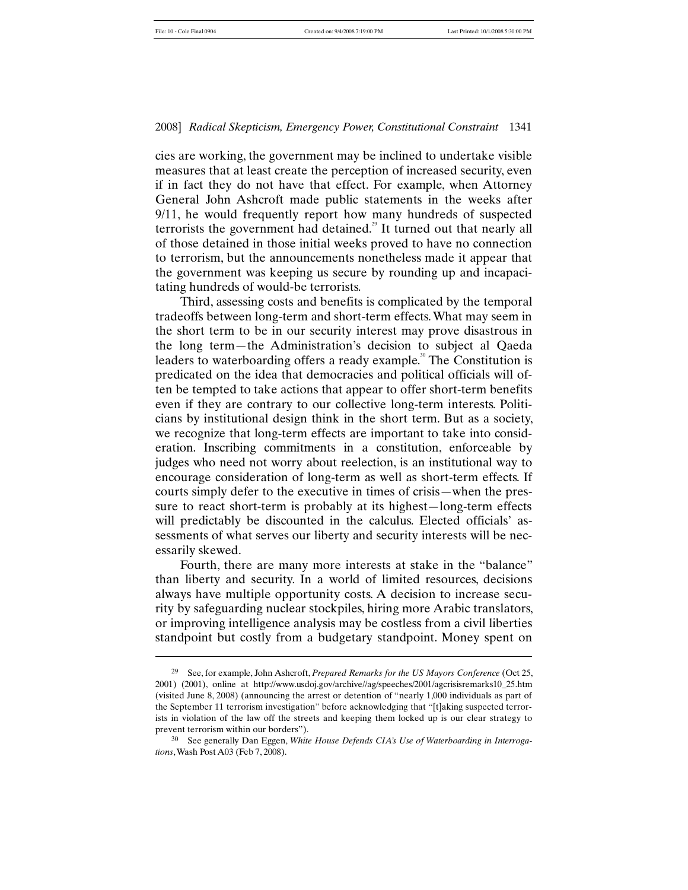cies are working, the government may be inclined to undertake visible measures that at least create the perception of increased security, even if in fact they do not have that effect. For example, when Attorney General John Ashcroft made public statements in the weeks after 9/11, he would frequently report how many hundreds of suspected terrorists the government had detained.[29] It turned out that nearly all of those detained in those initial weeks proved to have no connection to terrorism, but the announcements nonetheless made it appear that the government was keeping us secure by rounding up and incapacitating hundreds of would-be terrorists.

Third, assessing costs and benefits is complicated by the temporal tradeoffs between long-term and short-term effects. What may seem in the short term to be in our security interest may prove disastrous in the long term—the Administration's decision to subject al Qaeda leaders to waterboarding offers a ready example.[30] The Constitution is predicated on the idea that democracies and political officials will often be tempted to take actions that appear to offer short-term benefits even if they are contrary to our collective long-term interests. Politicians by institutional design think in the short term. But as a society, we recognize that long-term effects are important to take into consideration. Inscribing commitments in a constitution, enforceable by judges who need not worry about reelection, is an institutional way to encourage consideration of long-term as well as short-term effects. If courts simply defer to the executive in times of crisis—when the pressure to react short-term is probably at its highest—long-term effects will predictably be discounted in the calculus. Elected officials' assessments of what serves our liberty and security interests will be necessarily skewed.

Fourth, there are many more interests at stake in the "balance" than liberty and security. In a world of limited resources, decisions always have multiple opportunity costs. A decision to increase security by safeguarding nuclear stockpiles, hiring more Arabic translators, or improving intelligence analysis may be costless from a civil liberties standpoint but costly from a budgetary standpoint. Money spent on

---

[29] See, for example, John Ashcroft, *Prepared Remarks for the US Mayors Conference* (Oct 25, 2001) (2001), online at http://www.usdoj.gov/archive//ag/speeches/2001/agcrisisremarks10_25.htm (visited June 8, 2008) (announcing the arrest or detention of "nearly 1,000 individuals as part of the September 11 terrorism investigation" before acknowledging that "[t]aking suspected terrorists in violation of the law off the streets and keeping them locked up is our clear strategy to prevent terrorism within our borders").

[30] See generally Dan Eggen, *White House Defends CIA's Use of Waterboarding in Interrogations*, Wash Post A03 (Feb 7, 2008).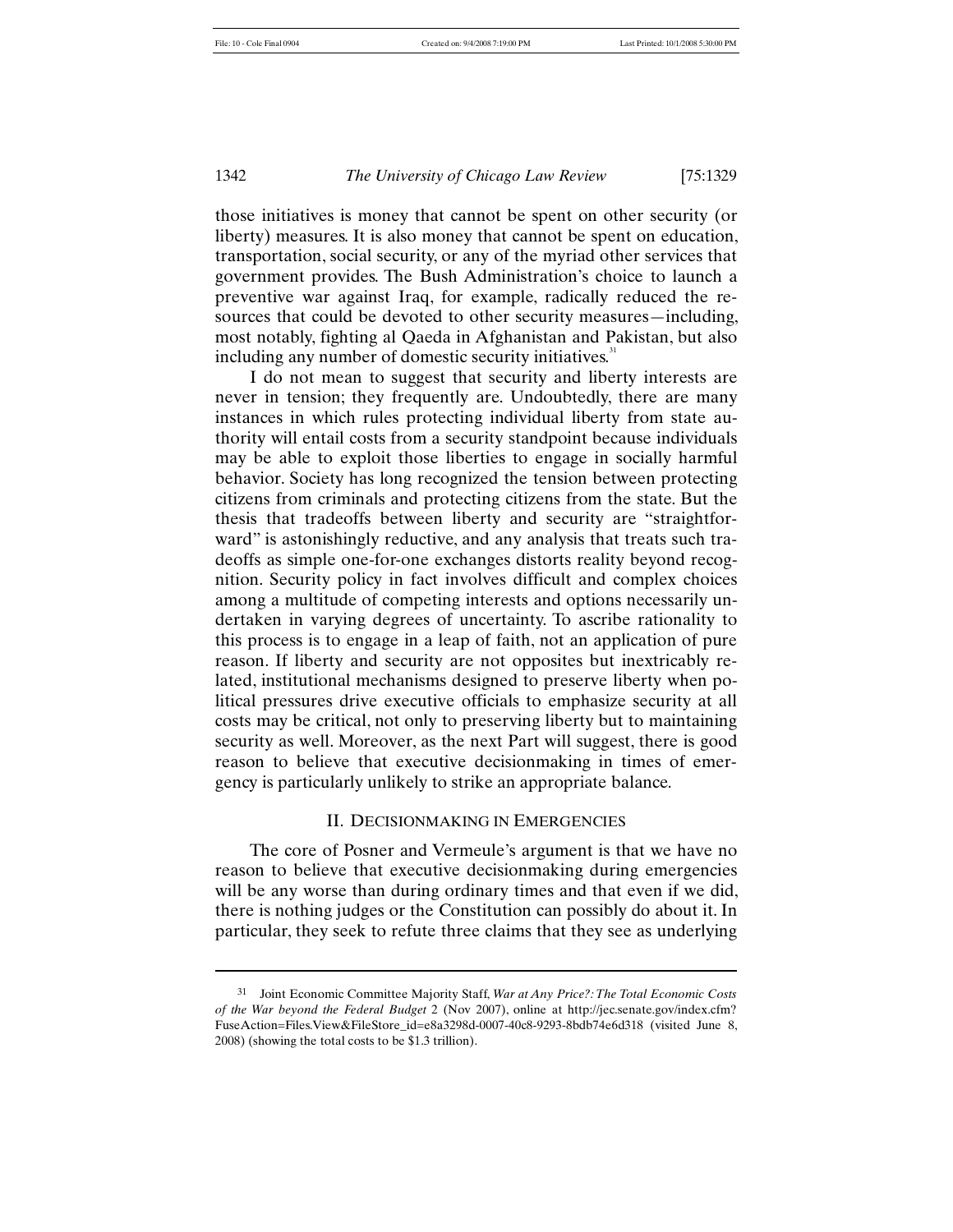those initiatives is money that cannot be spent on other security (or liberty) measures. It is also money that cannot be spent on education, transportation, social security, or any of the myriad other services that government provides. The Bush Administration's choice to launch a preventive war against Iraq, for example, radically reduced the resources that could be devoted to other security measures—including, most notably, fighting al Qaeda in Afghanistan and Pakistan, but also including any number of domestic security initiatives.[31]

I do not mean to suggest that security and liberty interests are never in tension; they frequently are. Undoubtedly, there are many instances in which rules protecting individual liberty from state authority will entail costs from a security standpoint because individuals may be able to exploit those liberties to engage in socially harmful behavior. Society has long recognized the tension between protecting citizens from criminals and protecting citizens from the state. But the thesis that tradeoffs between liberty and security are "straightforward" is astonishingly reductive, and any analysis that treats such tradeoffs as simple one-for-one exchanges distorts reality beyond recognition. Security policy in fact involves difficult and complex choices among a multitude of competing interests and options necessarily undertaken in varying degrees of uncertainty. To ascribe rationality to this process is to engage in a leap of faith, not an application of pure reason. If liberty and security are not opposites but inextricably related, institutional mechanisms designed to preserve liberty when political pressures drive executive officials to emphasize security at all costs may be critical, not only to preserving liberty but to maintaining security as well. Moreover, as the next Part will suggest, there is good reason to believe that executive decisionmaking in times of emergency is particularly unlikely to strike an appropriate balance.

## II. DECISIONMAKING IN EMERGENCIES

The core of Posner and Vermeule's argument is that we have no reason to believe that executive decisionmaking during emergencies will be any worse than during ordinary times and that even if we did, there is nothing judges or the Constitution can possibly do about it. In particular, they seek to refute three claims that they see as underlying

---

31 Joint Economic Committee Majority Staff, *War at Any Price?: The Total Economic Costs of the War beyond the Federal Budget* 2 (Nov 2007), online at http://jec.senate.gov/index.cfm?FuseAction=Files.View&FileStore_id=e8a3298d-0007-40c8-9293-8bdb74e6d318 (visited June 8, 2008) (showing the total costs to be $1.3 trillion).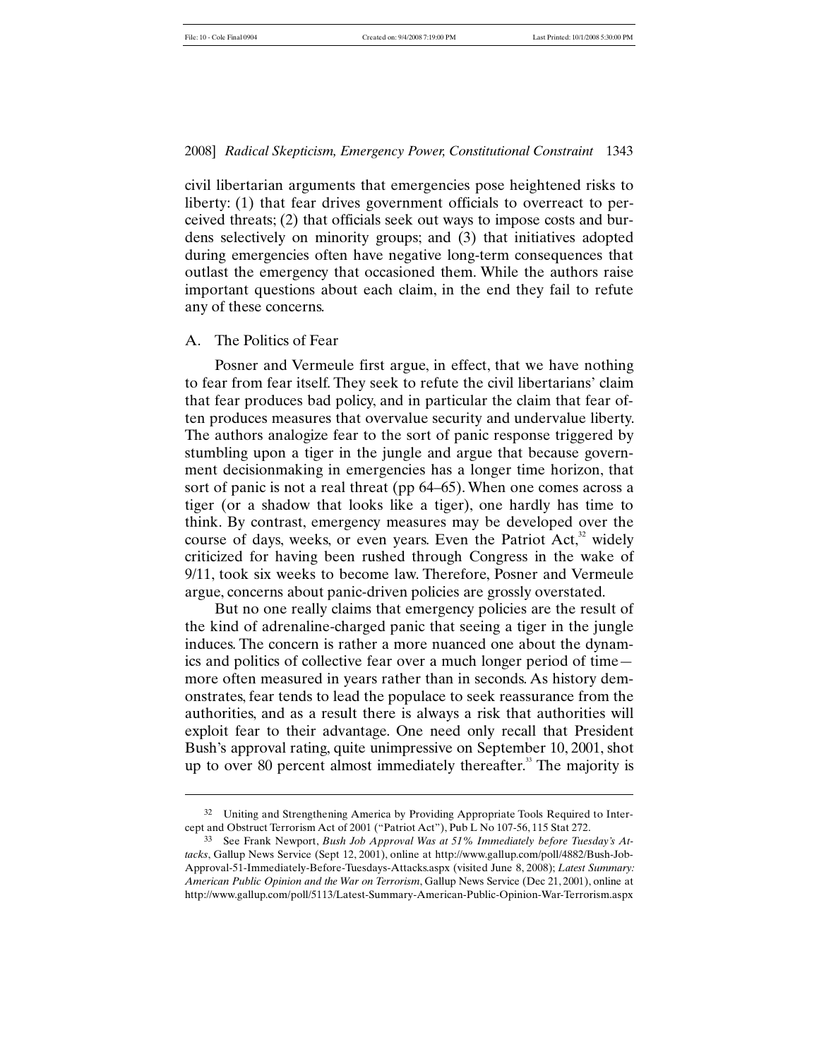civil libertarian arguments that emergencies pose heightened risks to liberty: (1) that fear drives government officials to overreact to perceived threats; (2) that officials seek out ways to impose costs and burdens selectively on minority groups; and (3) that initiatives adopted during emergencies often have negative long-term consequences that outlast the emergency that occasioned them. While the authors raise important questions about each claim, in the end they fail to refute any of these concerns.

### A. The Politics of Fear

Posner and Vermeule first argue, in effect, that we have nothing to fear from fear itself. They seek to refute the civil libertarians' claim that fear produces bad policy, and in particular the claim that fear often produces measures that overvalue security and undervalue liberty. The authors analogize fear to the sort of panic response triggered by stumbling upon a tiger in the jungle and argue that because government decisionmaking in emergencies has a longer time horizon, that sort of panic is not a real threat (pp 64–65). When one comes across a tiger (or a shadow that looks like a tiger), one hardly has time to think. By contrast, emergency measures may be developed over the course of days, weeks, or even years. Even the Patriot Act,[32] widely criticized for having been rushed through Congress in the wake of 9/11, took six weeks to become law. Therefore, Posner and Vermeule argue, concerns about panic-driven policies are grossly overstated.

But no one really claims that emergency policies are the result of the kind of adrenaline-charged panic that seeing a tiger in the jungle induces. The concern is rather a more nuanced one about the dynamics and politics of collective fear over a much longer period of time—more often measured in years rather than in seconds. As history demonstrates, fear tends to lead the populace to seek reassurance from the authorities, and as a result there is always a risk that authorities will exploit fear to their advantage. One need only recall that President Bush's approval rating, quite unimpressive on September 10, 2001, shot up to over 80 percent almost immediately thereafter.[33] The majority is

---

[32] Uniting and Strengthening America by Providing Appropriate Tools Required to Intercept and Obstruct Terrorism Act of 2001 ("Patriot Act"), Pub L No 107-56, 115 Stat 272.

[33] See Frank Newport, *Bush Job Approval Was at 51% Immediately before Tuesday's Attacks*, Gallup News Service (Sept 12, 2001), online at http://www.gallup.com/poll/4882/Bush-Job-Approval-51-Immediately-Before-Tuesdays-Attacks.aspx (visited June 8, 2008); *Latest Summary: American Public Opinion and the War on Terrorism*, Gallup News Service (Dec 21, 2001), online at http://www.gallup.com/poll/5113/Latest-Summary-American-Public-Opinion-War-Terrorism.aspx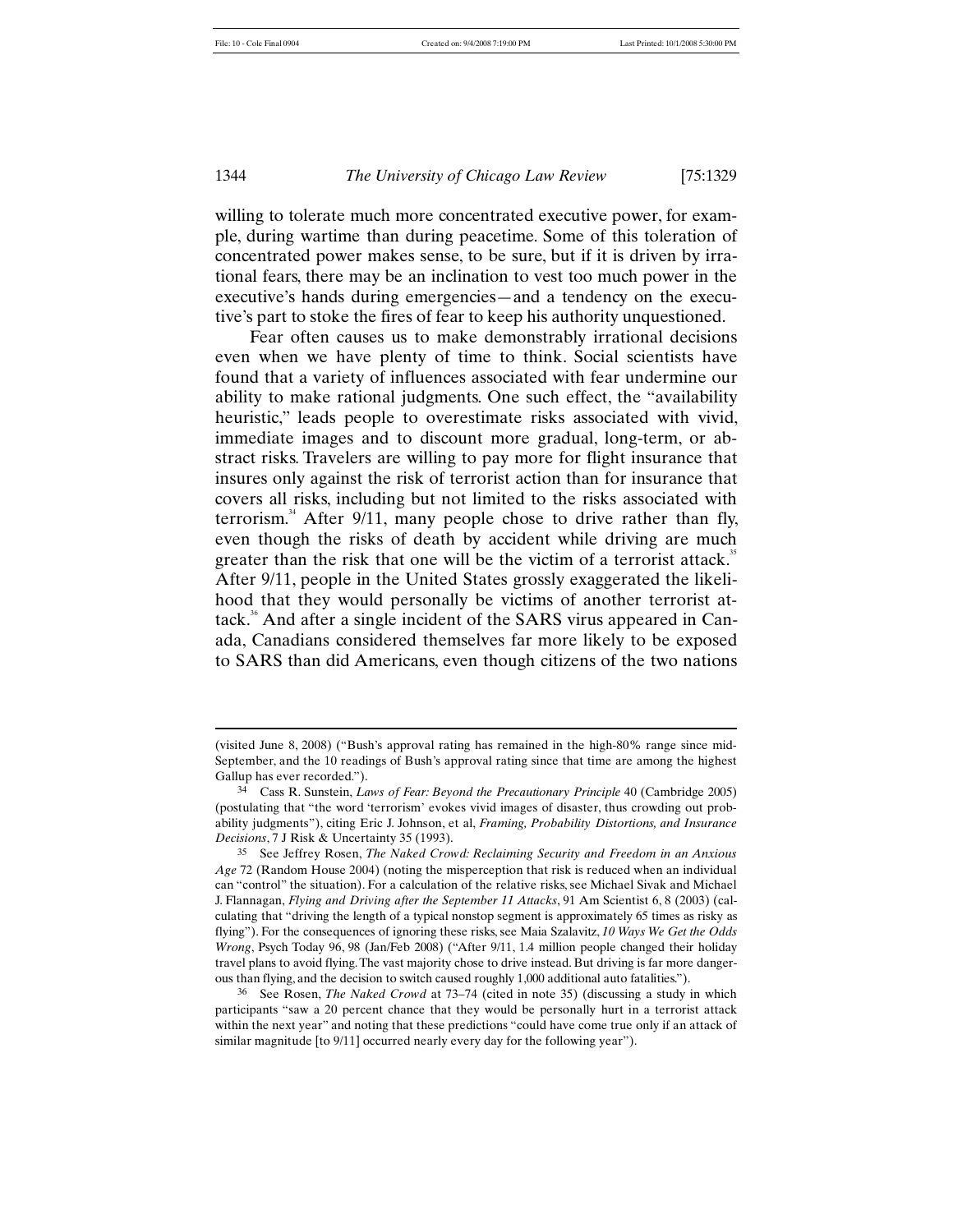willing to tolerate much more concentrated executive power, for example, during wartime than during peacetime. Some of this toleration of concentrated power makes sense, to be sure, but if it is driven by irrational fears, there may be an inclination to vest too much power in the executive's hands during emergencies—and a tendency on the executive's part to stoke the fires of fear to keep his authority unquestioned.

Fear often causes us to make demonstrably irrational decisions even when we have plenty of time to think. Social scientists have found that a variety of influences associated with fear undermine our ability to make rational judgments. One such effect, the "availability heuristic," leads people to overestimate risks associated with vivid, immediate images and to discount more gradual, long-term, or abstract risks. Travelers are willing to pay more for flight insurance that insures only against the risk of terrorist action than for insurance that covers all risks, including but not limited to the risks associated with terrorism.[34] After 9/11, many people chose to drive rather than fly, even though the risks of death by accident while driving are much greater than the risk that one will be the victim of a terrorist attack.[35] After 9/11, people in the United States grossly exaggerated the likelihood that they would personally be victims of another terrorist attack.[36] And after a single incident of the SARS virus appeared in Canada, Canadians considered themselves far more likely to be exposed to SARS than did Americans, even though citizens of the two nations

---

(visited June 8, 2008) ("Bush's approval rating has remained in the high-80% range since mid-September, and the 10 readings of Bush's approval rating since that time are among the highest Gallup has ever recorded.").

34 Cass R. Sunstein, *Laws of Fear: Beyond the Precautionary Principle* 40 (Cambridge 2005) (postulating that "the word 'terrorism' evokes vivid images of disaster, thus crowding out probability judgments"), citing Eric J. Johnson, et al, *Framing, Probability Distortions, and Insurance Decisions*, 7 J Risk & Uncertainty 35 (1993).

35 See Jeffrey Rosen, *The Naked Crowd: Reclaiming Security and Freedom in an Anxious Age* 72 (Random House 2004) (noting the misperception that risk is reduced when an individual can "control" the situation). For a calculation of the relative risks, see Michael Sivak and Michael J. Flannagan, *Flying and Driving after the September 11 Attacks*, 91 Am Scientist 6, 8 (2003) (calculating that "driving the length of a typical nonstop segment is approximately 65 times as risky as flying"). For the consequences of ignoring these risks, see Maia Szalavitz, *10 Ways We Get the Odds Wrong*, Psych Today 96, 98 (Jan/Feb 2008) ("After 9/11, 1.4 million people changed their holiday travel plans to avoid flying. The vast majority chose to drive instead. But driving is far more dangerous than flying, and the decision to switch caused roughly 1,000 additional auto fatalities.").

36 See Rosen, *The Naked Crowd* at 73–74 (cited in note 35) (discussing a study in which participants "saw a 20 percent chance that they would be personally hurt in a terrorist attack within the next year" and noting that these predictions "could have come true only if an attack of similar magnitude [to 9/11] occurred nearly every day for the following year").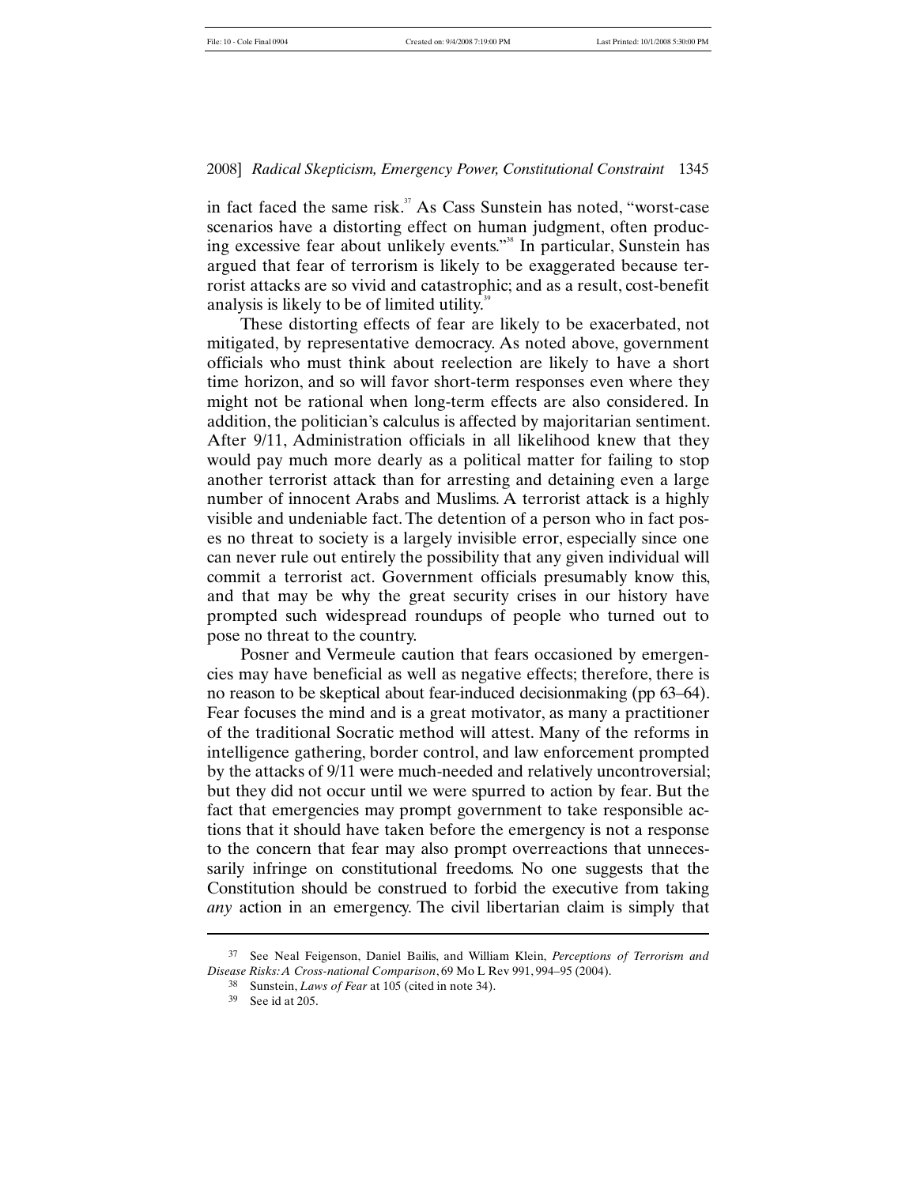in fact faced the same risk.[37] As Cass Sunstein has noted, "worst-case scenarios have a distorting effect on human judgment, often producing excessive fear about unlikely events."[38] In particular, Sunstein has argued that fear of terrorism is likely to be exaggerated because terrorist attacks are so vivid and catastrophic; and as a result, cost-benefit analysis is likely to be of limited utility.[39]

These distorting effects of fear are likely to be exacerbated, not mitigated, by representative democracy. As noted above, government officials who must think about reelection are likely to have a short time horizon, and so will favor short-term responses even where they might not be rational when long-term effects are also considered. In addition, the politician's calculus is affected by majoritarian sentiment. After 9/11, Administration officials in all likelihood knew that they would pay much more dearly as a political matter for failing to stop another terrorist attack than for arresting and detaining even a large number of innocent Arabs and Muslims. A terrorist attack is a highly visible and undeniable fact. The detention of a person who in fact poses no threat to society is a largely invisible error, especially since one can never rule out entirely the possibility that any given individual will commit a terrorist act. Government officials presumably know this, and that may be why the great security crises in our history have prompted such widespread roundups of people who turned out to pose no threat to the country.

Posner and Vermeule caution that fears occasioned by emergencies may have beneficial as well as negative effects; therefore, there is no reason to be skeptical about fear-induced decisionmaking (pp 63–64). Fear focuses the mind and is a great motivator, as many a practitioner of the traditional Socratic method will attest. Many of the reforms in intelligence gathering, border control, and law enforcement prompted by the attacks of 9/11 were much-needed and relatively uncontroversial; but they did not occur until we were spurred to action by fear. But the fact that emergencies may prompt government to take responsible actions that it should have taken before the emergency is not a response to the concern that fear may also prompt overreactions that unnecessarily infringe on constitutional freedoms. No one suggests that the Constitution should be construed to forbid the executive from taking *any* action in an emergency. The civil libertarian claim is simply that

---

37 See Neal Feigenson, Daniel Bailis, and William Klein, *Perceptions of Terrorism and Disease Risks: A Cross-national Comparison*, 69 Mo L Rev 991, 994–95 (2004).

38 Sunstein, *Laws of Fear* at 105 (cited in note 34).

39 See id at 205.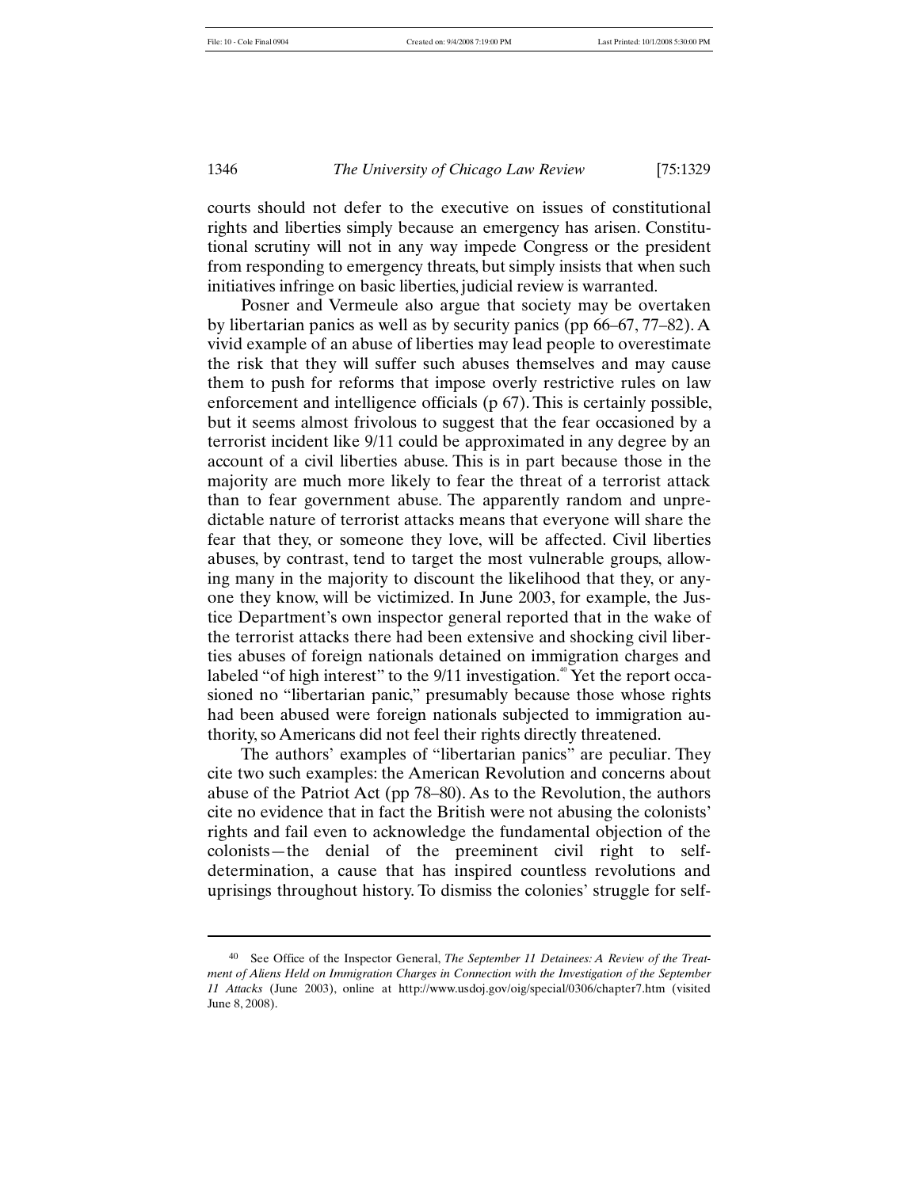courts should not defer to the executive on issues of constitutional rights and liberties simply because an emergency has arisen. Constitutional scrutiny will not in any way impede Congress or the president from responding to emergency threats, but simply insists that when such initiatives infringe on basic liberties, judicial review is warranted.

Posner and Vermeule also argue that society may be overtaken by libertarian panics as well as by security panics (pp 66–67, 77–82). A vivid example of an abuse of liberties may lead people to overestimate the risk that they will suffer such abuses themselves and may cause them to push for reforms that impose overly restrictive rules on law enforcement and intelligence officials (p 67). This is certainly possible, but it seems almost frivolous to suggest that the fear occasioned by a terrorist incident like 9/11 could be approximated in any degree by an account of a civil liberties abuse. This is in part because those in the majority are much more likely to fear the threat of a terrorist attack than to fear government abuse. The apparently random and unpredictable nature of terrorist attacks means that everyone will share the fear that they, or someone they love, will be affected. Civil liberties abuses, by contrast, tend to target the most vulnerable groups, allowing many in the majority to discount the likelihood that they, or anyone they know, will be victimized. In June 2003, for example, the Justice Department's own inspector general reported that in the wake of the terrorist attacks there had been extensive and shocking civil liberties abuses of foreign nationals detained on immigration charges and labeled "of high interest" to the 9/11 investigation.[40] Yet the report occasioned no "libertarian panic," presumably because those whose rights had been abused were foreign nationals subjected to immigration authority, so Americans did not feel their rights directly threatened.

The authors' examples of "libertarian panics" are peculiar. They cite two such examples: the American Revolution and concerns about abuse of the Patriot Act (pp 78–80). As to the Revolution, the authors cite no evidence that in fact the British were not abusing the colonists' rights and fail even to acknowledge the fundamental objection of the colonists—the denial of the preeminent civil right to self-determination, a cause that has inspired countless revolutions and uprisings throughout history. To dismiss the colonies' struggle for self-

---

40 See Office of the Inspector General, *The September 11 Detainees: A Review of the Treatment of Aliens Held on Immigration Charges in Connection with the Investigation of the September 11 Attacks* (June 2003), online at http://www.usdoj.gov/oig/special/0306/chapter7.htm (visited June 8, 2008).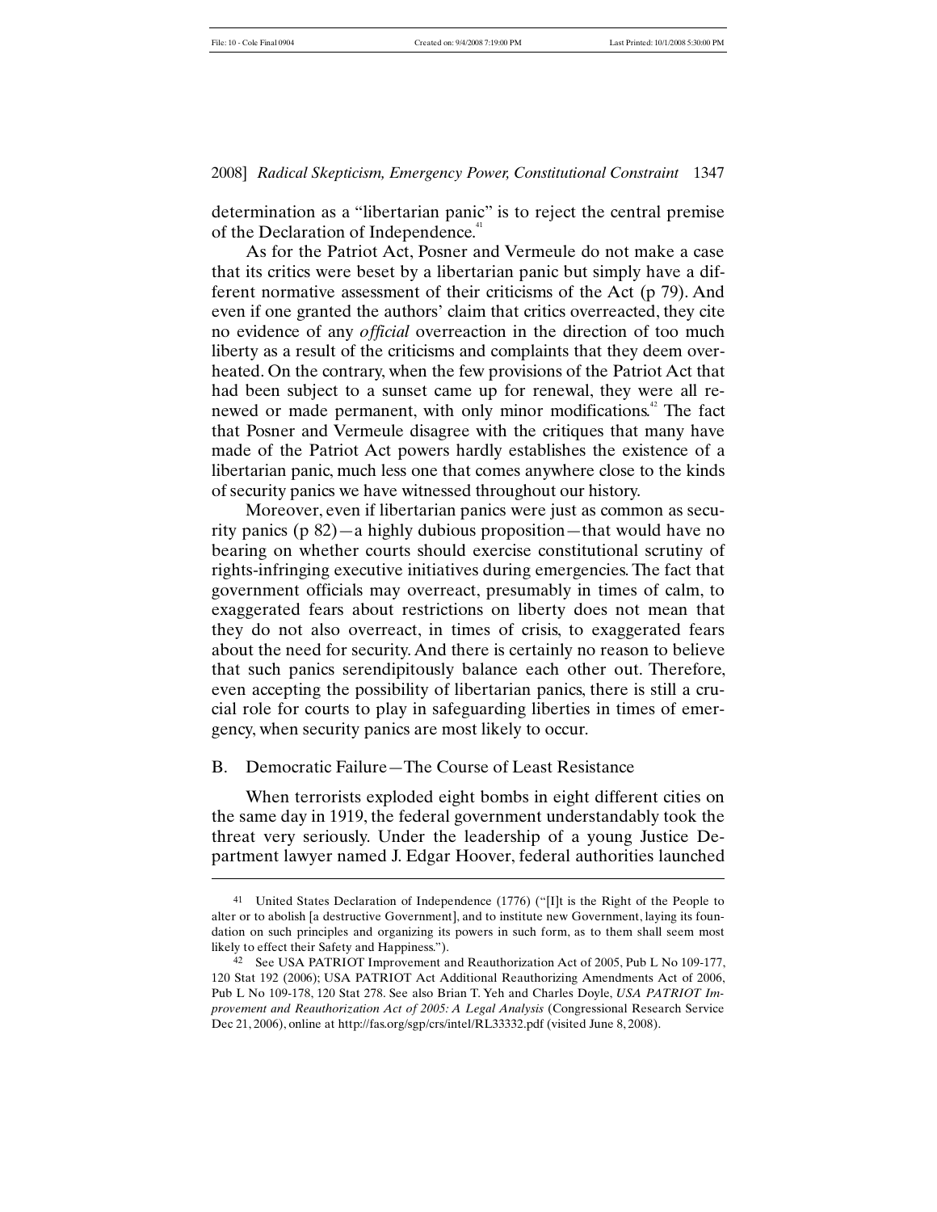determination as a "libertarian panic" is to reject the central premise of the Declaration of Independence.[41]

As for the Patriot Act, Posner and Vermeule do not make a case that its critics were beset by a libertarian panic but simply have a different normative assessment of their criticisms of the Act (p 79). And even if one granted the authors' claim that critics overreacted, they cite no evidence of any *official* overreaction in the direction of too much liberty as a result of the criticisms and complaints that they deem overheated. On the contrary, when the few provisions of the Patriot Act that had been subject to a sunset came up for renewal, they were all renewed or made permanent, with only minor modifications.[42] The fact that Posner and Vermeule disagree with the critiques that many have made of the Patriot Act powers hardly establishes the existence of a libertarian panic, much less one that comes anywhere close to the kinds of security panics we have witnessed throughout our history.

Moreover, even if libertarian panics were just as common as security panics (p 82)—a highly dubious proposition—that would have no bearing on whether courts should exercise constitutional scrutiny of rights-infringing executive initiatives during emergencies. The fact that government officials may overreact, presumably in times of calm, to exaggerated fears about restrictions on liberty does not mean that they do not also overreact, in times of crisis, to exaggerated fears about the need for security. And there is certainly no reason to believe that such panics serendipitously balance each other out. Therefore, even accepting the possibility of libertarian panics, there is still a crucial role for courts to play in safeguarding liberties in times of emergency, when security panics are most likely to occur.

## B. Democratic Failure—The Course of Least Resistance

When terrorists exploded eight bombs in eight different cities on the same day in 1919, the federal government understandably took the threat very seriously. Under the leadership of a young Justice Department lawyer named J. Edgar Hoover, federal authorities launched

---

41 United States Declaration of Independence (1776) ("[I]t is the Right of the People to alter or to abolish [a destructive Government], and to institute new Government, laying its foundation on such principles and organizing its powers in such form, as to them shall seem most likely to effect their Safety and Happiness.").

42 See USA PATRIOT Improvement and Reauthorization Act of 2005, Pub L No 109-177, 120 Stat 192 (2006); USA PATRIOT Act Additional Reauthorizing Amendments Act of 2006, Pub L No 109-178, 120 Stat 278. See also Brian T. Yeh and Charles Doyle, *USA PATRIOT Improvement and Reauthorization Act of 2005: A Legal Analysis* (Congressional Research Service Dec 21, 2006), online at http://fas.org/sgp/crs/intel/RL33332.pdf (visited June 8, 2008).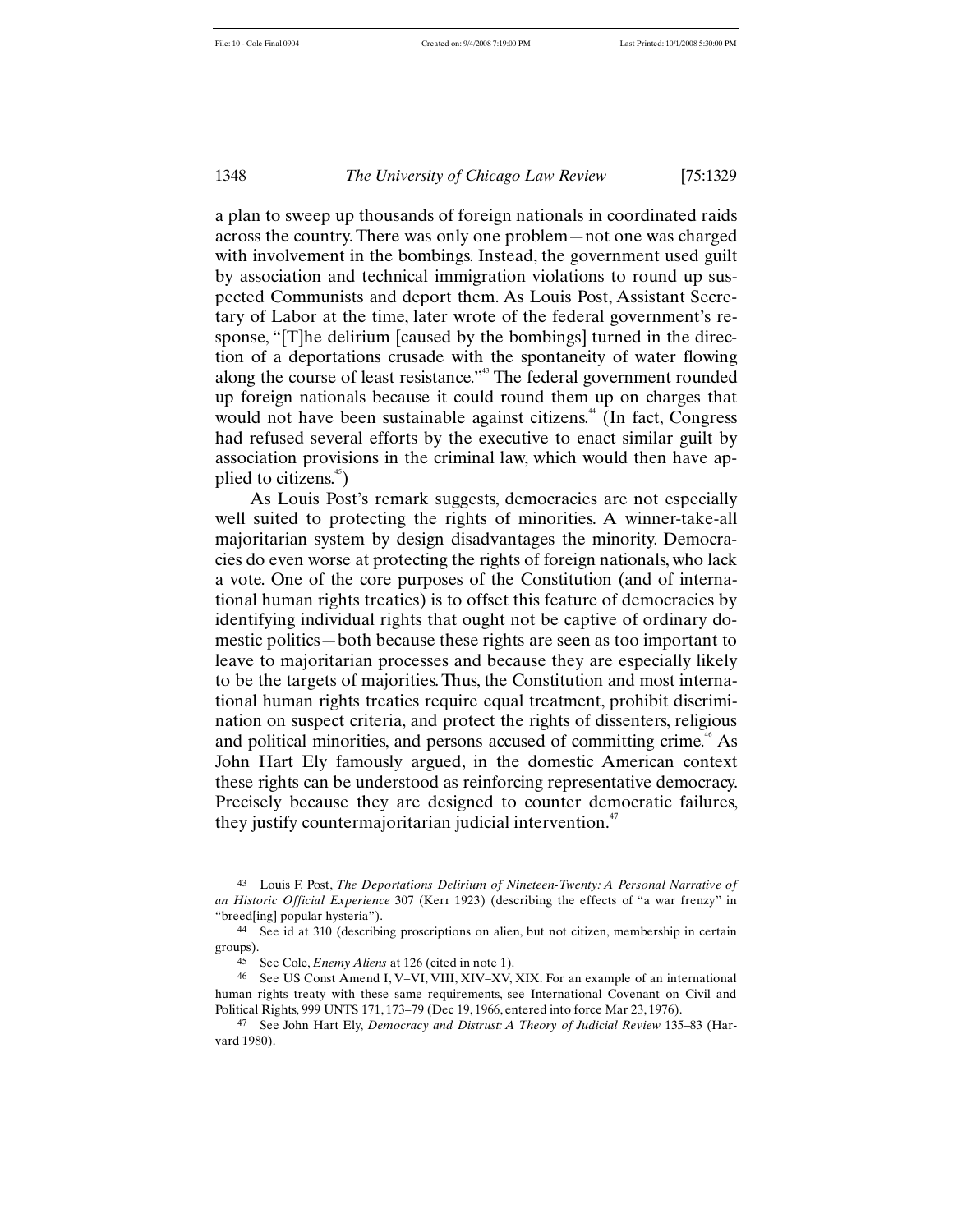a plan to sweep up thousands of foreign nationals in coordinated raids across the country. There was only one problem—not one was charged with involvement in the bombings. Instead, the government used guilt by association and technical immigration violations to round up suspected Communists and deport them. As Louis Post, Assistant Secretary of Labor at the time, later wrote of the federal government's response, "[T]he delirium [caused by the bombings] turned in the direction of a deportations crusade with the spontaneity of water flowing along the course of least resistance."[43] The federal government rounded up foreign nationals because it could round them up on charges that would not have been sustainable against citizens.[44] (In fact, Congress had refused several efforts by the executive to enact similar guilt by association provisions in the criminal law, which would then have applied to citizens.[45])

As Louis Post's remark suggests, democracies are not especially well suited to protecting the rights of minorities. A winner-take-all majoritarian system by design disadvantages the minority. Democracies do even worse at protecting the rights of foreign nationals, who lack a vote. One of the core purposes of the Constitution (and of international human rights treaties) is to offset this feature of democracies by identifying individual rights that ought not be captive of ordinary domestic politics—both because these rights are seen as too important to leave to majoritarian processes and because they are especially likely to be the targets of majorities. Thus, the Constitution and most international human rights treaties require equal treatment, prohibit discrimination on suspect criteria, and protect the rights of dissenters, religious and political minorities, and persons accused of committing crime.[46] As John Hart Ely famously argued, in the domestic American context these rights can be understood as reinforcing representative democracy. Precisely because they are designed to counter democratic failures, they justify countermajoritarian judicial intervention.[47]

---

43 Louis F. Post, *The Deportations Delirium of Nineteen-Twenty: A Personal Narrative of an Historic Official Experience* 307 (Kerr 1923) (describing the effects of "a war frenzy" in "breed[ing] popular hysteria").

44 See id at 310 (describing proscriptions on alien, but not citizen, membership in certain groups).

45 See Cole, *Enemy Aliens* at 126 (cited in note 1).

46 See US Const Amend I, V–VI, VIII, XIV–XV, XIX. For an example of an international human rights treaty with these same requirements, see International Covenant on Civil and Political Rights, 999 UNTS 171, 173–79 (Dec 19, 1966, entered into force Mar 23, 1976).

47 See John Hart Ely, *Democracy and Distrust: A Theory of Judicial Review* 135–83 (Harvard 1980).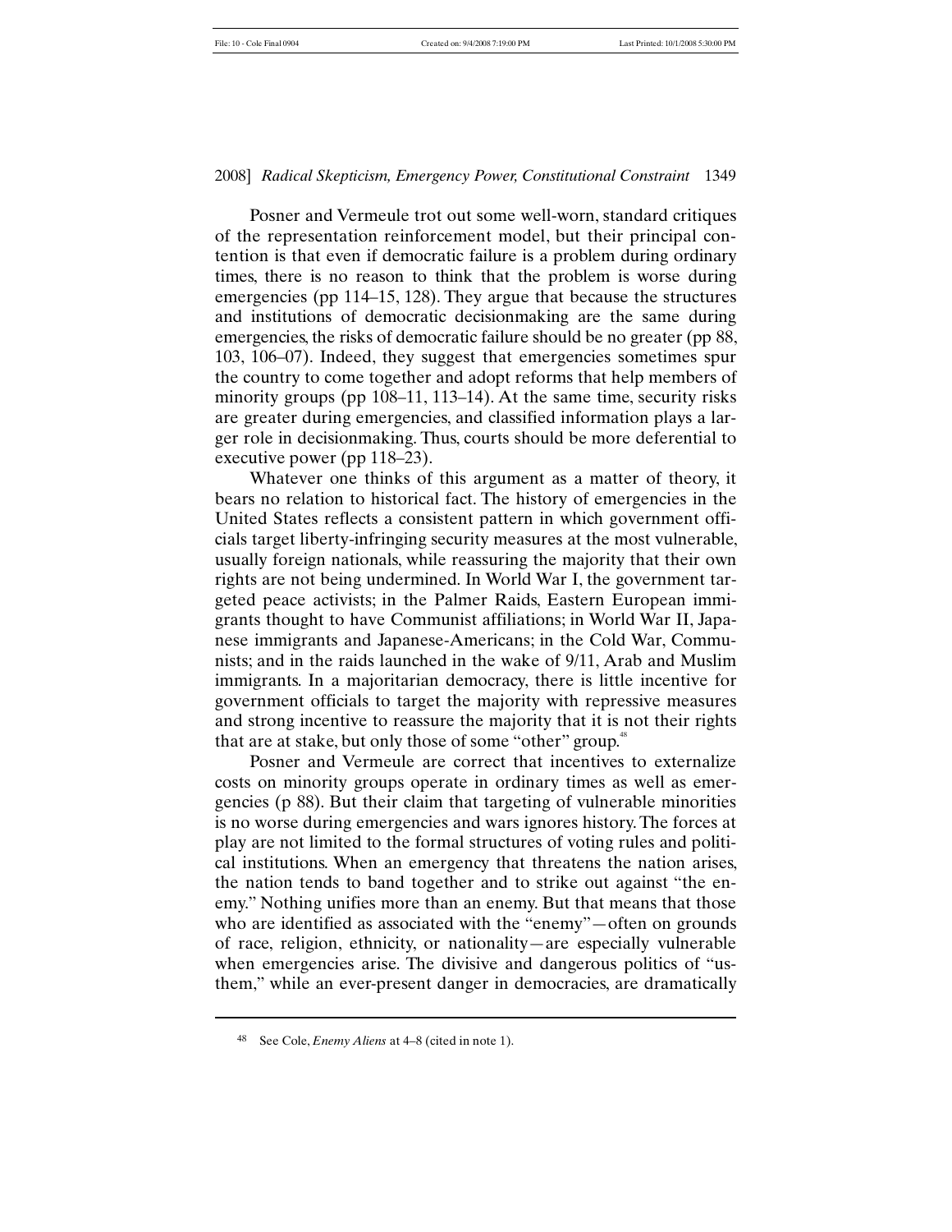Posner and Vermeule trot out some well-worn, standard critiques of the representation reinforcement model, but their principal contention is that even if democratic failure is a problem during ordinary times, there is no reason to think that the problem is worse during emergencies (pp 114–15, 128). They argue that because the structures and institutions of democratic decisionmaking are the same during emergencies, the risks of democratic failure should be no greater (pp 88, 103, 106–07). Indeed, they suggest that emergencies sometimes spur the country to come together and adopt reforms that help members of minority groups (pp 108–11, 113–14). At the same time, security risks are greater during emergencies, and classified information plays a larger role in decisionmaking. Thus, courts should be more deferential to executive power (pp 118–23).

Whatever one thinks of this argument as a matter of theory, it bears no relation to historical fact. The history of emergencies in the United States reflects a consistent pattern in which government officials target liberty-infringing security measures at the most vulnerable, usually foreign nationals, while reassuring the majority that their own rights are not being undermined. In World War I, the government targeted peace activists; in the Palmer Raids, Eastern European immigrants thought to have Communist affiliations; in World War II, Japanese immigrants and Japanese-Americans; in the Cold War, Communists; and in the raids launched in the wake of 9/11, Arab and Muslim immigrants. In a majoritarian democracy, there is little incentive for government officials to target the majority with repressive measures and strong incentive to reassure the majority that it is not their rights that are at stake, but only those of some "other" group.[48]

Posner and Vermeule are correct that incentives to externalize costs on minority groups operate in ordinary times as well as emergencies (p 88). But their claim that targeting of vulnerable minorities is no worse during emergencies and wars ignores history. The forces at play are not limited to the formal structures of voting rules and political institutions. When an emergency that threatens the nation arises, the nation tends to band together and to strike out against "the enemy." Nothing unifies more than an enemy. But that means that those who are identified as associated with the "enemy"—often on grounds of race, religion, ethnicity, or nationality—are especially vulnerable when emergencies arise. The divisive and dangerous politics of "us-them," while an ever-present danger in democracies, are dramatically

48 See Cole, *Enemy Aliens* at 4–8 (cited in note 1).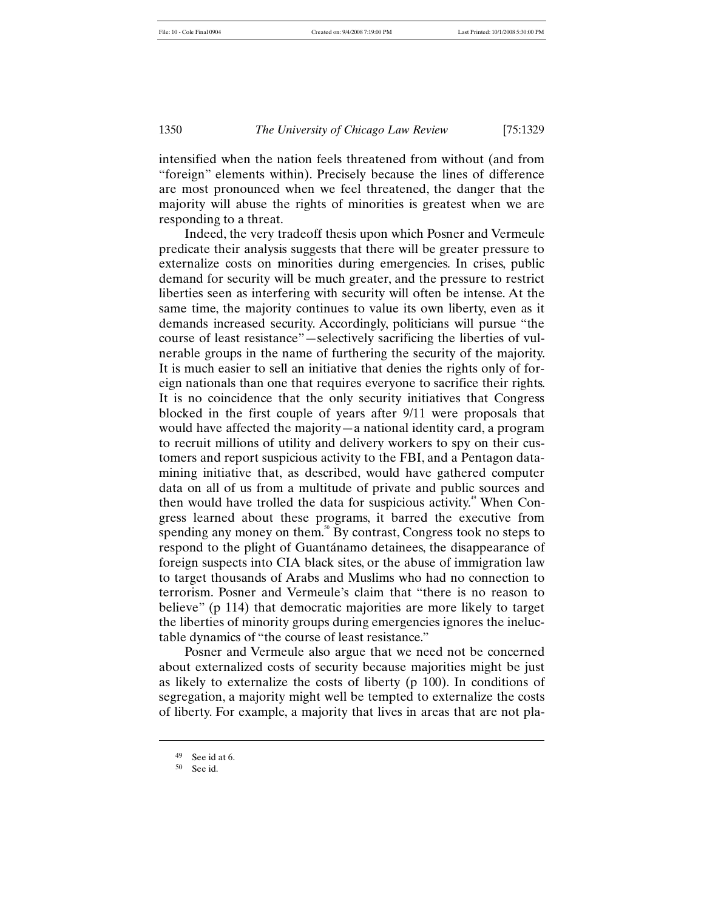intensified when the nation feels threatened from without (and from "foreign" elements within). Precisely because the lines of difference are most pronounced when we feel threatened, the danger that the majority will abuse the rights of minorities is greatest when we are responding to a threat.

Indeed, the very tradeoff thesis upon which Posner and Vermeule predicate their analysis suggests that there will be greater pressure to externalize costs on minorities during emergencies. In crises, public demand for security will be much greater, and the pressure to restrict liberties seen as interfering with security will often be intense. At the same time, the majority continues to value its own liberty, even as it demands increased security. Accordingly, politicians will pursue "the course of least resistance"—selectively sacrificing the liberties of vulnerable groups in the name of furthering the security of the majority. It is much easier to sell an initiative that denies the rights only of foreign nationals than one that requires everyone to sacrifice their rights. It is no coincidence that the only security initiatives that Congress blocked in the first couple of years after 9/11 were proposals that would have affected the majority—a national identity card, a program to recruit millions of utility and delivery workers to spy on their customers and report suspicious activity to the FBI, and a Pentagon data-mining initiative that, as described, would have gathered computer data on all of us from a multitude of private and public sources and then would have trolled the data for suspicious activity.[49] When Congress learned about these programs, it barred the executive from spending any money on them.[50] By contrast, Congress took no steps to respond to the plight of Guantánamo detainees, the disappearance of foreign suspects into CIA black sites, or the abuse of immigration law to target thousands of Arabs and Muslims who had no connection to terrorism. Posner and Vermeule's claim that "there is no reason to believe" (p 114) that democratic majorities are more likely to target the liberties of minority groups during emergencies ignores the ineluctable dynamics of "the course of least resistance."

Posner and Vermeule also argue that we need not be concerned about externalized costs of security because majorities might be just as likely to externalize the costs of liberty (p 100). In conditions of segregation, a majority might well be tempted to externalize the costs of liberty. For example, a majority that lives in areas that are not pla-

---

[49] See id at 6.

[50] See id.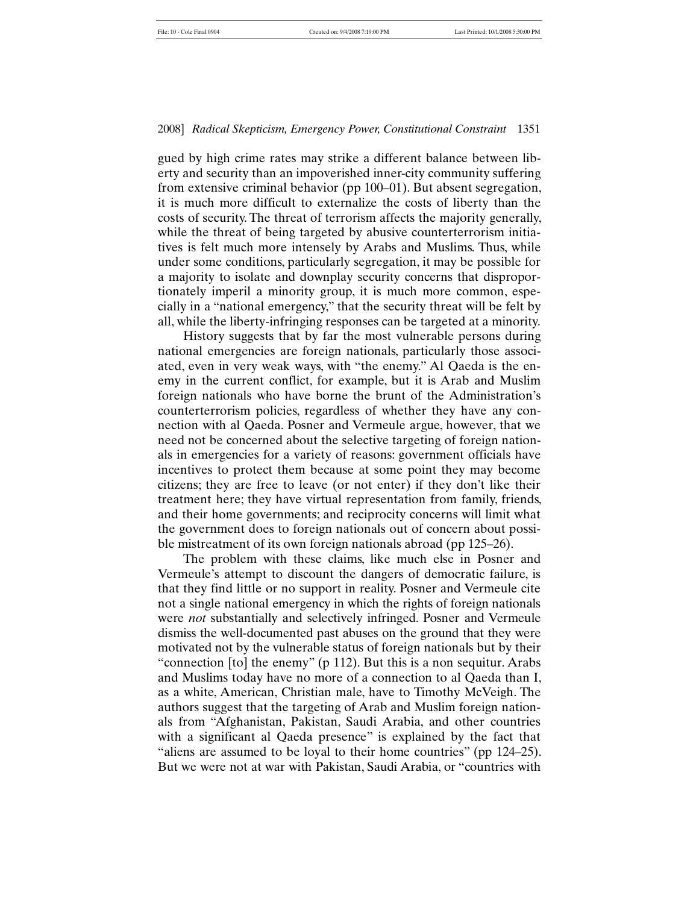gued by high crime rates may strike a different balance between liberty and security than an impoverished inner-city community suffering from extensive criminal behavior (pp 100–01). But absent segregation, it is much more difficult to externalize the costs of liberty than the costs of security. The threat of terrorism affects the majority generally, while the threat of being targeted by abusive counterterrorism initiatives is felt much more intensely by Arabs and Muslims. Thus, while under some conditions, particularly segregation, it may be possible for a majority to isolate and downplay security concerns that disproportionately imperil a minority group, it is much more common, especially in a "national emergency," that the security threat will be felt by all, while the liberty-infringing responses can be targeted at a minority.

History suggests that by far the most vulnerable persons during national emergencies are foreign nationals, particularly those associated, even in very weak ways, with "the enemy." Al Qaeda is the enemy in the current conflict, for example, but it is Arab and Muslim foreign nationals who have borne the brunt of the Administration's counterterrorism policies, regardless of whether they have any connection with al Qaeda. Posner and Vermeule argue, however, that we need not be concerned about the selective targeting of foreign nationals in emergencies for a variety of reasons: government officials have incentives to protect them because at some point they may become citizens; they are free to leave (or not enter) if they don't like their treatment here; they have virtual representation from family, friends, and their home governments; and reciprocity concerns will limit what the government does to foreign nationals out of concern about possible mistreatment of its own foreign nationals abroad (pp 125–26).

The problem with these claims, like much else in Posner and Vermeule's attempt to discount the dangers of democratic failure, is that they find little or no support in reality. Posner and Vermeule cite not a single national emergency in which the rights of foreign nationals were *not* substantially and selectively infringed. Posner and Vermeule dismiss the well-documented past abuses on the ground that they were motivated not by the vulnerable status of foreign nationals but by their "connection [to] the enemy" (p 112). But this is a non sequitur. Arabs and Muslims today have no more of a connection to al Qaeda than I, as a white, American, Christian male, have to Timothy McVeigh. The authors suggest that the targeting of Arab and Muslim foreign nationals from "Afghanistan, Pakistan, Saudi Arabia, and other countries with a significant al Qaeda presence" is explained by the fact that "aliens are assumed to be loyal to their home countries" (pp 124–25). But we were not at war with Pakistan, Saudi Arabia, or "countries with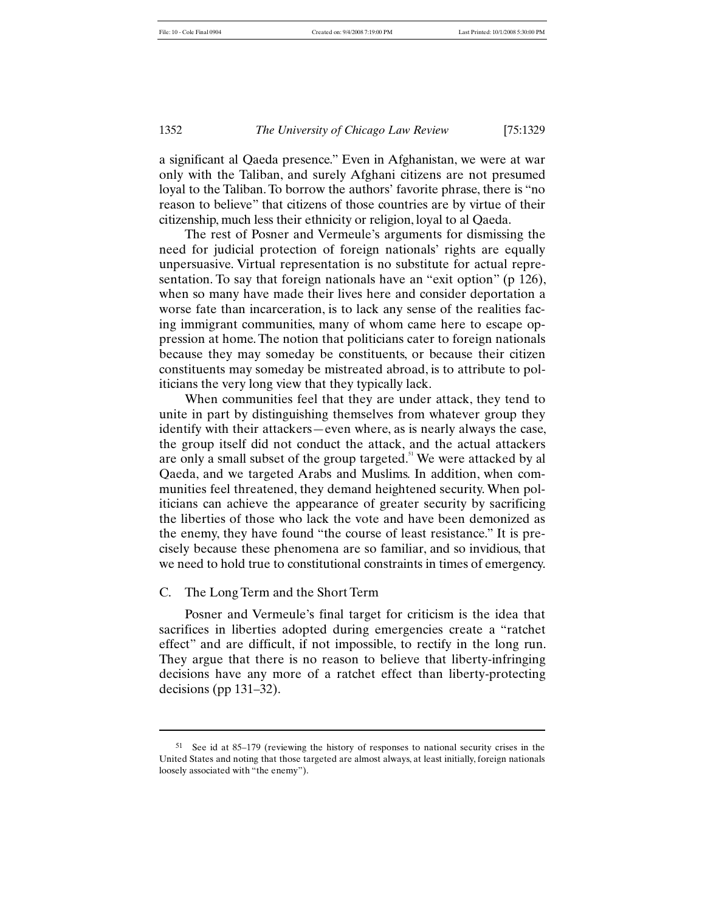a significant al Qaeda presence." Even in Afghanistan, we were at war only with the Taliban, and surely Afghani citizens are not presumed loyal to the Taliban. To borrow the authors' favorite phrase, there is "no reason to believe" that citizens of those countries are by virtue of their citizenship, much less their ethnicity or religion, loyal to al Qaeda.

The rest of Posner and Vermeule's arguments for dismissing the need for judicial protection of foreign nationals' rights are equally unpersuasive. Virtual representation is no substitute for actual representation. To say that foreign nationals have an "exit option" (p 126), when so many have made their lives here and consider deportation a worse fate than incarceration, is to lack any sense of the realities facing immigrant communities, many of whom came here to escape oppression at home. The notion that politicians cater to foreign nationals because they may someday be constituents, or because their citizen constituents may someday be mistreated abroad, is to attribute to politicians the very long view that they typically lack.

When communities feel that they are under attack, they tend to unite in part by distinguishing themselves from whatever group they identify with their attackers—even where, as is nearly always the case, the group itself did not conduct the attack, and the actual attackers are only a small subset of the group targeted.[51] We were attacked by al Qaeda, and we targeted Arabs and Muslims. In addition, when communities feel threatened, they demand heightened security. When politicians can achieve the appearance of greater security by sacrificing the liberties of those who lack the vote and have been demonized as the enemy, they have found "the course of least resistance." It is precisely because these phenomena are so familiar, and so invidious, that we need to hold true to constitutional constraints in times of emergency.

### C. The Long Term and the Short Term

Posner and Vermeule's final target for criticism is the idea that sacrifices in liberties adopted during emergencies create a "ratchet effect" and are difficult, if not impossible, to rectify in the long run. They argue that there is no reason to believe that liberty-infringing decisions have any more of a ratchet effect than liberty-protecting decisions (pp 131–32).

---

[51] See id at 85–179 (reviewing the history of responses to national security crises in the United States and noting that those targeted are almost always, at least initially, foreign nationals loosely associated with "the enemy").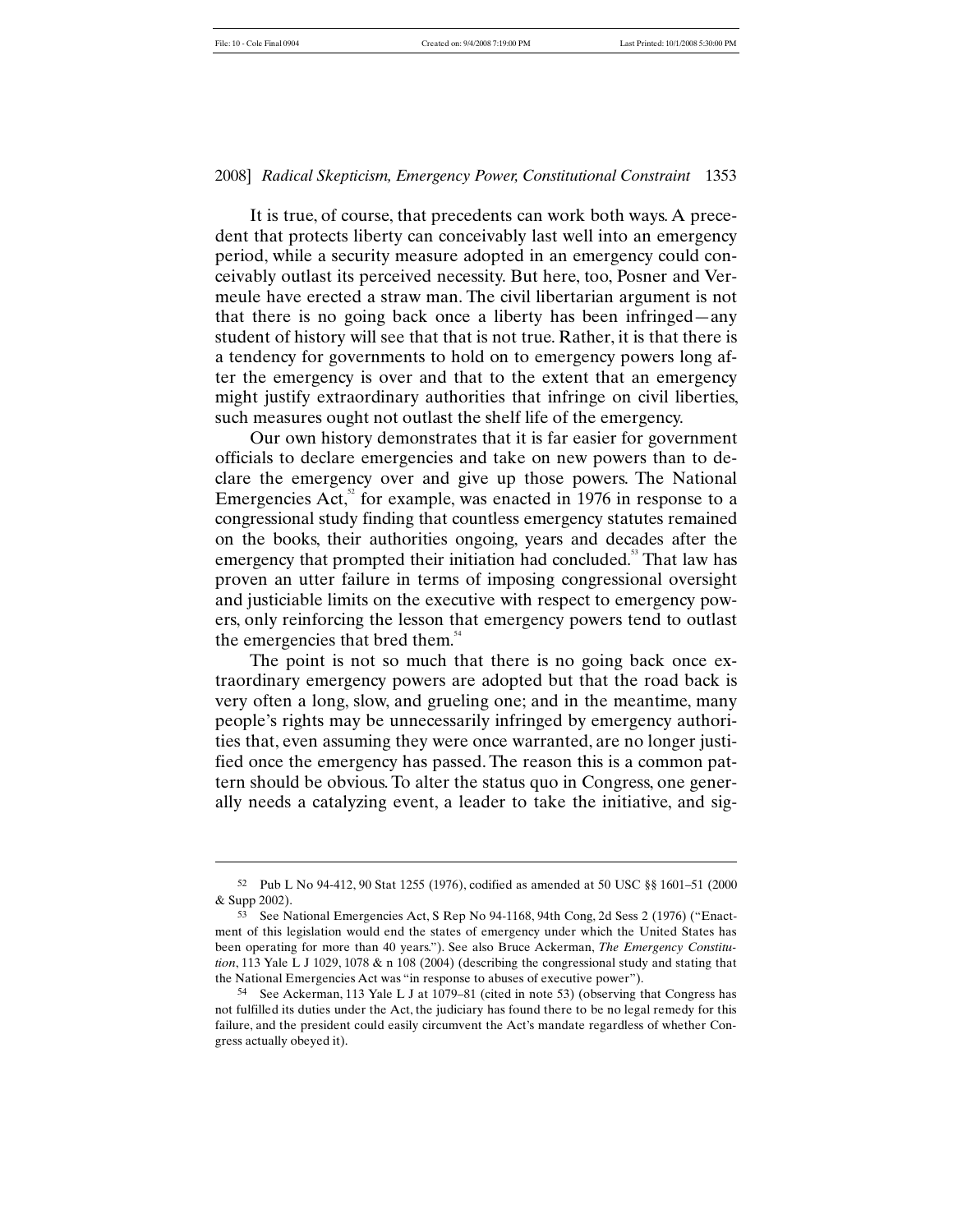It is true, of course, that precedents can work both ways. A precedent that protects liberty can conceivably last well into an emergency period, while a security measure adopted in an emergency could conceivably outlast its perceived necessity. But here, too, Posner and Vermeule have erected a straw man. The civil libertarian argument is not that there is no going back once a liberty has been infringed—any student of history will see that that is not true. Rather, it is that there is a tendency for governments to hold on to emergency powers long after the emergency is over and that to the extent that an emergency might justify extraordinary authorities that infringe on civil liberties, such measures ought not outlast the shelf life of the emergency.

Our own history demonstrates that it is far easier for government officials to declare emergencies and take on new powers than to declare the emergency over and give up those powers. The National Emergencies Act,[52] for example, was enacted in 1976 in response to a congressional study finding that countless emergency statutes remained on the books, their authorities ongoing, years and decades after the emergency that prompted their initiation had concluded.[53] That law has proven an utter failure in terms of imposing congressional oversight and justiciable limits on the executive with respect to emergency powers, only reinforcing the lesson that emergency powers tend to outlast the emergencies that bred them.[54]

The point is not so much that there is no going back once extraordinary emergency powers are adopted but that the road back is very often a long, slow, and grueling one; and in the meantime, many people's rights may be unnecessarily infringed by emergency authorities that, even assuming they were once warranted, are no longer justified once the emergency has passed. The reason this is a common pattern should be obvious. To alter the status quo in Congress, one generally needs a catalyzing event, a leader to take the initiative, and sig-

---

52 Pub L No 94-412, 90 Stat 1255 (1976), codified as amended at 50 USC §§ 1601–51 (2000 & Supp 2002).

53 See National Emergencies Act, S Rep No 94-1168, 94th Cong, 2d Sess 2 (1976) ("Enactment of this legislation would end the states of emergency under which the United States has been operating for more than 40 years."). See also Bruce Ackerman, *The Emergency Constitution*, 113 Yale L J 1029, 1078 & n 108 (2004) (describing the congressional study and stating that the National Emergencies Act was "in response to abuses of executive power").

54 See Ackerman, 113 Yale L J at 1079–81 (cited in note 53) (observing that Congress has not fulfilled its duties under the Act, the judiciary has found there to be no legal remedy for this failure, and the president could easily circumvent the Act's mandate regardless of whether Congress actually obeyed it).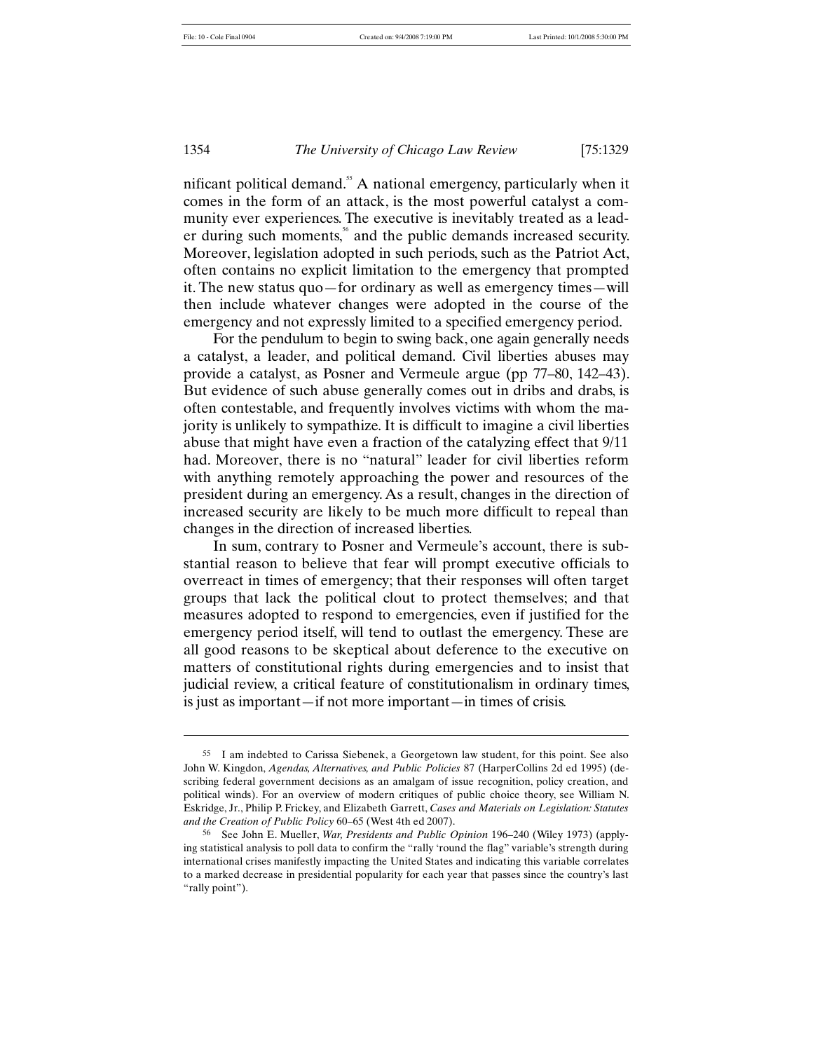nificant political demand.[55] A national emergency, particularly when it comes in the form of an attack, is the most powerful catalyst a community ever experiences. The executive is inevitably treated as a leader during such moments,[56] and the public demands increased security. Moreover, legislation adopted in such periods, such as the Patriot Act, often contains no explicit limitation to the emergency that prompted it. The new status quo—for ordinary as well as emergency times—will then include whatever changes were adopted in the course of the emergency and not expressly limited to a specified emergency period.

For the pendulum to begin to swing back, one again generally needs a catalyst, a leader, and political demand. Civil liberties abuses may provide a catalyst, as Posner and Vermeule argue (pp 77–80, 142–43). But evidence of such abuse generally comes out in dribs and drabs, is often contestable, and frequently involves victims with whom the majority is unlikely to sympathize. It is difficult to imagine a civil liberties abuse that might have even a fraction of the catalyzing effect that 9/11 had. Moreover, there is no "natural" leader for civil liberties reform with anything remotely approaching the power and resources of the president during an emergency. As a result, changes in the direction of increased security are likely to be much more difficult to repeal than changes in the direction of increased liberties.

In sum, contrary to Posner and Vermeule's account, there is substantial reason to believe that fear will prompt executive officials to overreact in times of emergency; that their responses will often target groups that lack the political clout to protect themselves; and that measures adopted to respond to emergencies, even if justified for the emergency period itself, will tend to outlast the emergency. These are all good reasons to be skeptical about deference to the executive on matters of constitutional rights during emergencies and to insist that judicial review, a critical feature of constitutionalism in ordinary times, is just as important—if not more important—in times of crisis.

---

55 I am indebted to Carissa Siebenek, a Georgetown law student, for this point. See also John W. Kingdon, *Agendas, Alternatives, and Public Policies* 87 (HarperCollins 2d ed 1995) (describing federal government decisions as an amalgam of issue recognition, policy creation, and political winds). For an overview of modern critiques of public choice theory, see William N. Eskridge, Jr., Philip P. Frickey, and Elizabeth Garrett, *Cases and Materials on Legislation: Statutes and the Creation of Public Policy* 60–65 (West 4th ed 2007).

56 See John E. Mueller, *War, Presidents and Public Opinion* 196–240 (Wiley 1973) (applying statistical analysis to poll data to confirm the "rally 'round the flag" variable's strength during international crises manifestly impacting the United States and indicating this variable correlates to a marked decrease in presidential popularity for each year that passes since the country's last "rally point").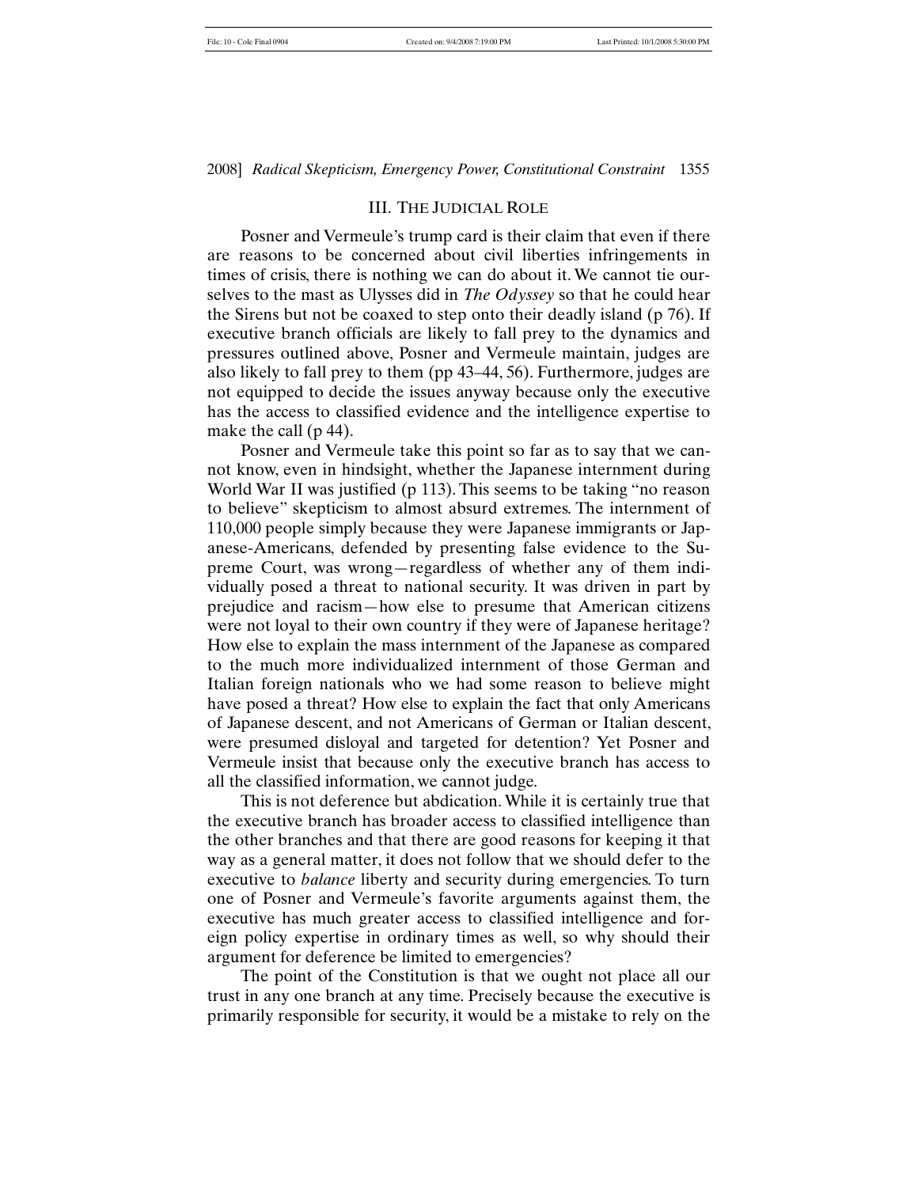## III. THE JUDICIAL ROLE

Posner and Vermeule's trump card is their claim that even if there are reasons to be concerned about civil liberties infringements in times of crisis, there is nothing we can do about it. We cannot tie ourselves to the mast as Ulysses did in *The Odyssey* so that he could hear the Sirens but not be coaxed to step onto their deadly island (p 76). If executive branch officials are likely to fall prey to the dynamics and pressures outlined above, Posner and Vermeule maintain, judges are also likely to fall prey to them (pp 43–44, 56). Furthermore, judges are not equipped to decide the issues anyway because only the executive has the access to classified evidence and the intelligence expertise to make the call (p 44).

Posner and Vermeule take this point so far as to say that we cannot know, even in hindsight, whether the Japanese internment during World War II was justified (p 113). This seems to be taking "no reason to believe" skepticism to almost absurd extremes. The internment of 110,000 people simply because they were Japanese immigrants or Japanese-Americans, defended by presenting false evidence to the Supreme Court, was wrong—regardless of whether any of them individually posed a threat to national security. It was driven in part by prejudice and racism—how else to presume that American citizens were not loyal to their own country if they were of Japanese heritage? How else to explain the mass internment of the Japanese as compared to the much more individualized internment of those German and Italian foreign nationals who we had some reason to believe might have posed a threat? How else to explain the fact that only Americans of Japanese descent, and not Americans of German or Italian descent, were presumed disloyal and targeted for detention? Yet Posner and Vermeule insist that because only the executive branch has access to all the classified information, we cannot judge.

This is not deference but abdication. While it is certainly true that the executive branch has broader access to classified intelligence than the other branches and that there are good reasons for keeping it that way as a general matter, it does not follow that we should defer to the executive to *balance* liberty and security during emergencies. To turn one of Posner and Vermeule's favorite arguments against them, the executive has much greater access to classified intelligence and foreign policy expertise in ordinary times as well, so why should their argument for deference be limited to emergencies?

The point of the Constitution is that we ought not place all our trust in any one branch at any time. Precisely because the executive is primarily responsible for security, it would be a mistake to rely on the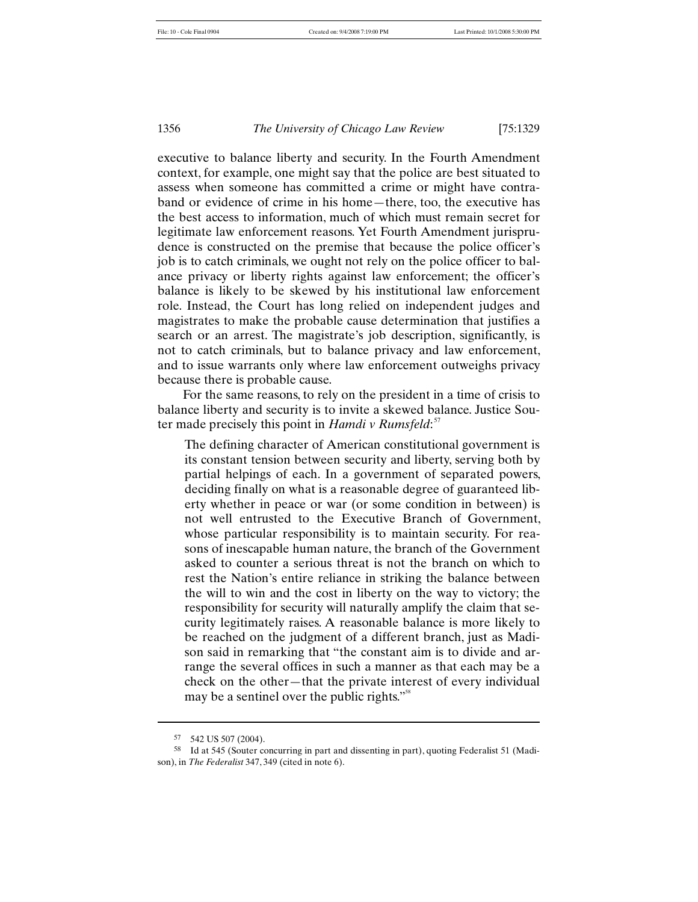executive to balance liberty and security. In the Fourth Amendment context, for example, one might say that the police are best situated to assess when someone has committed a crime or might have contraband or evidence of crime in his home—there, too, the executive has the best access to information, much of which must remain secret for legitimate law enforcement reasons. Yet Fourth Amendment jurisprudence is constructed on the premise that because the police officer's job is to catch criminals, we ought not rely on the police officer to balance privacy or liberty rights against law enforcement; the officer's balance is likely to be skewed by his institutional law enforcement role. Instead, the Court has long relied on independent judges and magistrates to make the probable cause determination that justifies a search or an arrest. The magistrate's job description, significantly, is not to catch criminals, but to balance privacy and law enforcement, and to issue warrants only where law enforcement outweighs privacy because there is probable cause.

For the same reasons, to rely on the president in a time of crisis to balance liberty and security is to invite a skewed balance. Justice Souter made precisely this point in *Hamdi v Rumsfeld*:[57]

> The defining character of American constitutional government is its constant tension between security and liberty, serving both by partial helpings of each. In a government of separated powers, deciding finally on what is a reasonable degree of guaranteed liberty whether in peace or war (or some condition in between) is not well entrusted to the Executive Branch of Government, whose particular responsibility is to maintain security. For reasons of inescapable human nature, the branch of the Government asked to counter a serious threat is not the branch on which to rest the Nation's entire reliance in striking the balance between the will to win and the cost in liberty on the way to victory; the responsibility for security will naturally amplify the claim that security legitimately raises. A reasonable balance is more likely to be reached on the judgment of a different branch, just as Madison said in remarking that "the constant aim is to divide and arrange the several offices in such a manner as that each may be a check on the other—that the private interest of every individual may be a sentinel over the public rights."[58]

---

57 542 US 507 (2004).

58 Id at 545 (Souter concurring in part and dissenting in part), quoting Federalist 51 (Madison), in *The Federalist* 347, 349 (cited in note 6).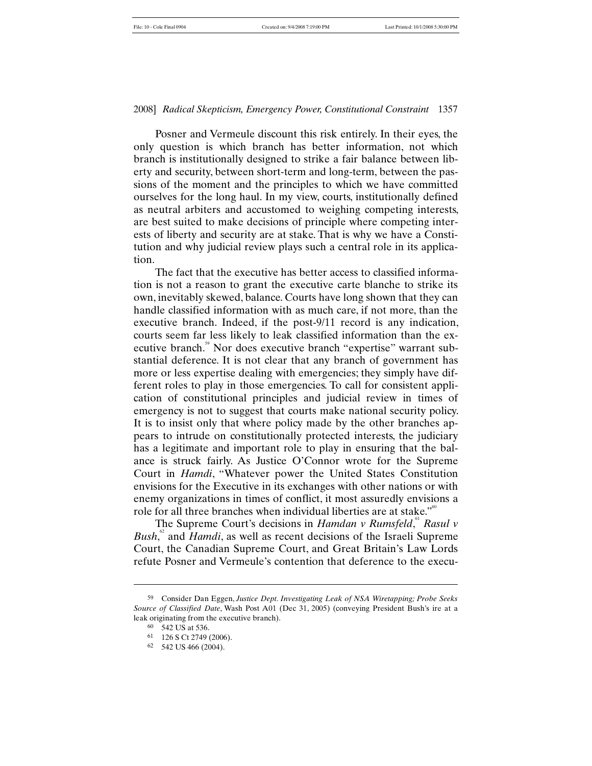Posner and Vermeule discount this risk entirely. In their eyes, the only question is which branch has better information, not which branch is institutionally designed to strike a fair balance between liberty and security, between short-term and long-term, between the passions of the moment and the principles to which we have committed ourselves for the long haul. In my view, courts, institutionally defined as neutral arbiters and accustomed to weighing competing interests, are best suited to make decisions of principle where competing interests of liberty and security are at stake. That is why we have a Constitution and why judicial review plays such a central role in its application.

The fact that the executive has better access to classified information is not a reason to grant the executive carte blanche to strike its own, inevitably skewed, balance. Courts have long shown that they can handle classified information with as much care, if not more, than the executive branch. Indeed, if the post-9/11 record is any indication, courts seem far less likely to leak classified information than the executive branch.[59] Nor does executive branch "expertise" warrant substantial deference. It is not clear that any branch of government has more or less expertise dealing with emergencies; they simply have different roles to play in those emergencies. To call for consistent application of constitutional principles and judicial review in times of emergency is not to suggest that courts make national security policy. It is to insist only that where policy made by the other branches appears to intrude on constitutionally protected interests, the judiciary has a legitimate and important role to play in ensuring that the balance is struck fairly. As Justice O'Connor wrote for the Supreme Court in *Hamdi*, "Whatever power the United States Constitution envisions for the Executive in its exchanges with other nations or with enemy organizations in times of conflict, it most assuredly envisions a role for all three branches when individual liberties are at stake."[60]

The Supreme Court's decisions in *Hamdan v Rumsfeld*,[61] *Rasul v Bush*,[62] and *Hamdi*, as well as recent decisions of the Israeli Supreme Court, the Canadian Supreme Court, and Great Britain's Law Lords refute Posner and Vermeule's contention that deference to the execu-

---

59 Consider Dan Eggen, *Justice Dept. Investigating Leak of NSA Wiretapping; Probe Seeks Source of Classified Date*, Wash Post A01 (Dec 31, 2005) (conveying President Bush's ire at a leak originating from the executive branch).

60 542 US at 536.

61 126 S Ct 2749 (2006).

62 542 US 466 (2004).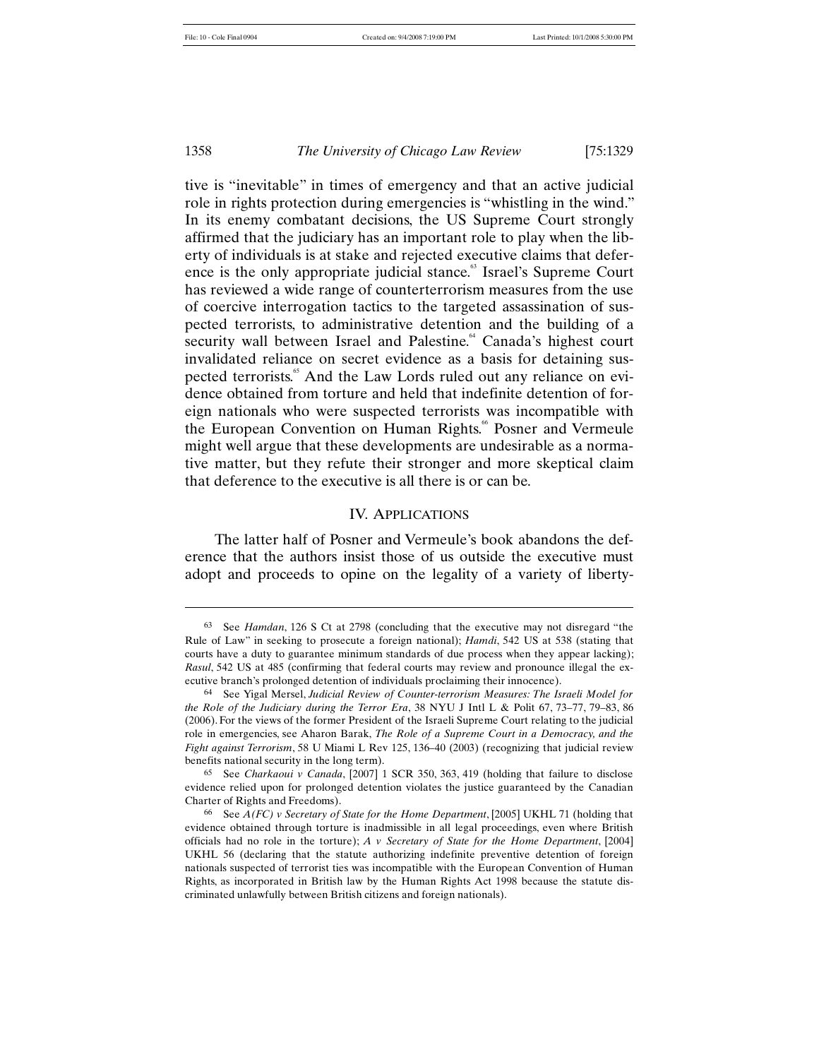tive is "inevitable" in times of emergency and that an active judicial role in rights protection during emergencies is "whistling in the wind." In its enemy combatant decisions, the US Supreme Court strongly affirmed that the judiciary has an important role to play when the liberty of individuals is at stake and rejected executive claims that deference is the only appropriate judicial stance.[63] Israel's Supreme Court has reviewed a wide range of counterterrorism measures from the use of coercive interrogation tactics to the targeted assassination of suspected terrorists, to administrative detention and the building of a security wall between Israel and Palestine.[64] Canada's highest court invalidated reliance on secret evidence as a basis for detaining suspected terrorists.[65] And the Law Lords ruled out any reliance on evidence obtained from torture and held that indefinite detention of foreign nationals who were suspected terrorists was incompatible with the European Convention on Human Rights.[66] Posner and Vermeule might well argue that these developments are undesirable as a normative matter, but they refute their stronger and more skeptical claim that deference to the executive is all there is or can be.

## IV. APPLICATIONS

The latter half of Posner and Vermeule's book abandons the deference that the authors insist those of us outside the executive must adopt and proceeds to opine on the legality of a variety of liberty-

---

[63] See *Hamdan*, 126 S Ct at 2798 (concluding that the executive may not disregard "the Rule of Law" in seeking to prosecute a foreign national); *Hamdi*, 542 US at 538 (stating that courts have a duty to guarantee minimum standards of due process when they appear lacking); *Rasul*, 542 US at 485 (confirming that federal courts may review and pronounce illegal the executive branch's prolonged detention of individuals proclaiming their innocence).

[64] See Yigal Mersel, *Judicial Review of Counter-terrorism Measures: The Israeli Model for the Role of the Judiciary during the Terror Era*, 38 NYU J Intl L & Polit 67, 73–77, 79–83, 86 (2006). For the views of the former President of the Israeli Supreme Court relating to the judicial role in emergencies, see Aharon Barak, *The Role of a Supreme Court in a Democracy, and the Fight against Terrorism*, 58 U Miami L Rev 125, 136–40 (2003) (recognizing that judicial review benefits national security in the long term).

[65] See *Charkaoui v Canada*, [2007] 1 SCR 350, 363, 419 (holding that failure to disclose evidence relied upon for prolonged detention violates the justice guaranteed by the Canadian Charter of Rights and Freedoms).

[66] See *A(FC) v Secretary of State for the Home Department*, [2005] UKHL 71 (holding that evidence obtained through torture is inadmissible in all legal proceedings, even where British officials had no role in the torture); *A v Secretary of State for the Home Department*, [2004] UKHL 56 (declaring that the statute authorizing indefinite preventive detention of foreign nationals suspected of terrorist ties was incompatible with the European Convention of Human Rights, as incorporated in British law by the Human Rights Act 1998 because the statute discriminated unlawfully between British citizens and foreign nationals).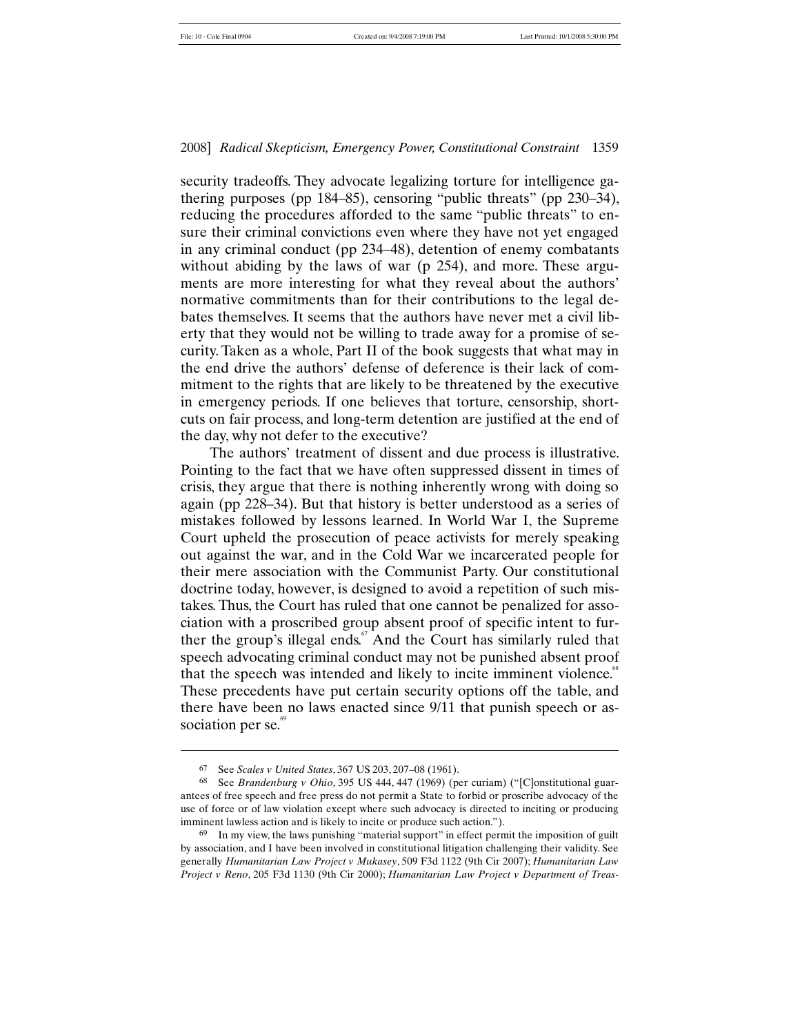security tradeoffs. They advocate legalizing torture for intelligence gathering purposes (pp 184–85), censoring "public threats" (pp 230–34), reducing the procedures afforded to the same "public threats" to ensure their criminal convictions even where they have not yet engaged in any criminal conduct (pp 234–48), detention of enemy combatants without abiding by the laws of war (p 254), and more. These arguments are more interesting for what they reveal about the authors' normative commitments than for their contributions to the legal debates themselves. It seems that the authors have never met a civil liberty that they would not be willing to trade away for a promise of security. Taken as a whole, Part II of the book suggests that what may in the end drive the authors' defense of deference is their lack of commitment to the rights that are likely to be threatened by the executive in emergency periods. If one believes that torture, censorship, shortcuts on fair process, and long-term detention are justified at the end of the day, why not defer to the executive?

The authors' treatment of dissent and due process is illustrative. Pointing to the fact that we have often suppressed dissent in times of crisis, they argue that there is nothing inherently wrong with doing so again (pp 228–34). But that history is better understood as a series of mistakes followed by lessons learned. In World War I, the Supreme Court upheld the prosecution of peace activists for merely speaking out against the war, and in the Cold War we incarcerated people for their mere association with the Communist Party. Our constitutional doctrine today, however, is designed to avoid a repetition of such mistakes. Thus, the Court has ruled that one cannot be penalized for association with a proscribed group absent proof of specific intent to further the group's illegal ends.[67] And the Court has similarly ruled that speech advocating criminal conduct may not be punished absent proof that the speech was intended and likely to incite imminent violence.[68] These precedents have put certain security options off the table, and there have been no laws enacted since 9/11 that punish speech or association per se.[69]

---

67 See *Scales v United States*, 367 US 203, 207–08 (1961).

68 See *Brandenburg v Ohio*, 395 US 444, 447 (1969) (per curiam) ("[C]onstitutional guarantees of free speech and free press do not permit a State to forbid or proscribe advocacy of the use of force or of law violation except where such advocacy is directed to inciting or producing imminent lawless action and is likely to incite or produce such action.").

69 In my view, the laws punishing "material support" in effect permit the imposition of guilt by association, and I have been involved in constitutional litigation challenging their validity. See generally *Humanitarian Law Project v Mukasey*, 509 F3d 1122 (9th Cir 2007); *Humanitarian Law Project v Reno*, 205 F3d 1130 (9th Cir 2000); *Humanitarian Law Project v Department of Treas-*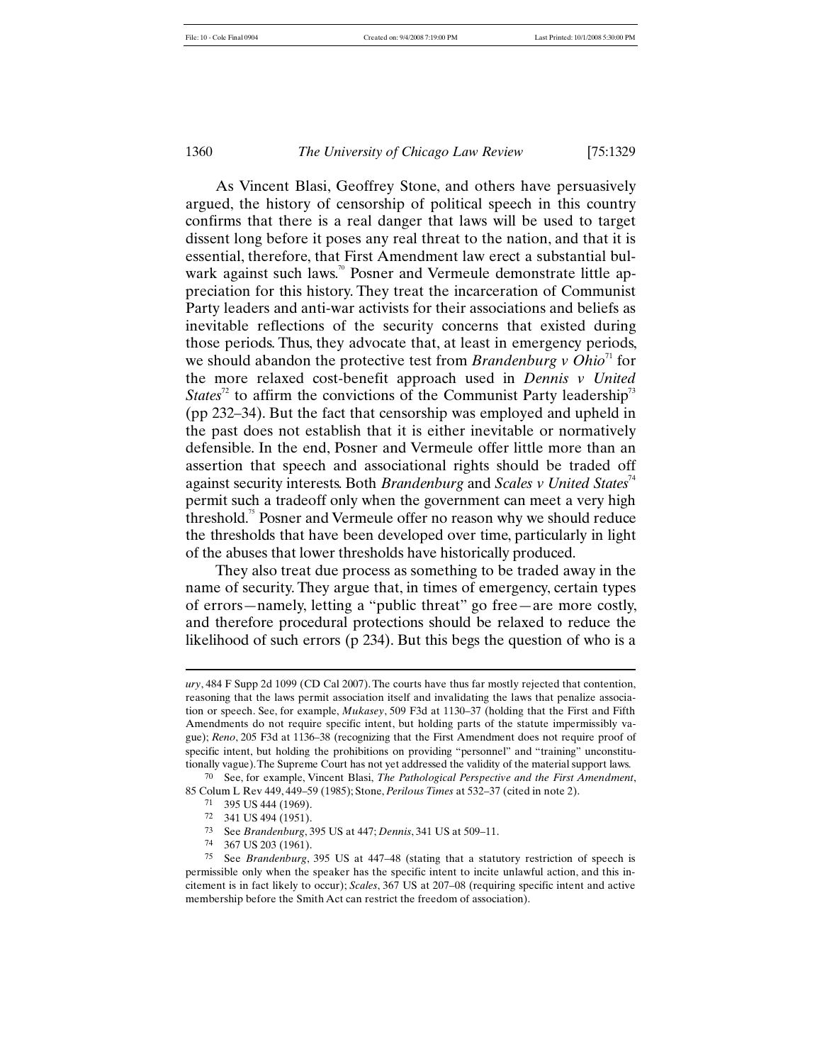As Vincent Blasi, Geoffrey Stone, and others have persuasively argued, the history of censorship of political speech in this country confirms that there is a real danger that laws will be used to target dissent long before it poses any real threat to the nation, and that it is essential, therefore, that First Amendment law erect a substantial bulwark against such laws.[70] Posner and Vermeule demonstrate little appreciation for this history. They treat the incarceration of Communist Party leaders and anti-war activists for their associations and beliefs as inevitable reflections of the security concerns that existed during those periods. Thus, they advocate that, at least in emergency periods, we should abandon the protective test from *Brandenburg v Ohio*[71] for the more relaxed cost-benefit approach used in *Dennis v United States*[72] to affirm the convictions of the Communist Party leadership[73] (pp 232–34). But the fact that censorship was employed and upheld in the past does not establish that it is either inevitable or normatively defensible. In the end, Posner and Vermeule offer little more than an assertion that speech and associational rights should be traded off against security interests. Both *Brandenburg* and *Scales v United States*[74] permit such a tradeoff only when the government can meet a very high threshold.[75] Posner and Vermeule offer no reason why we should reduce the thresholds that have been developed over time, particularly in light of the abuses that lower thresholds have historically produced.

They also treat due process as something to be traded away in the name of security. They argue that, in times of emergency, certain types of errors—namely, letting a "public threat" go free—are more costly, and therefore procedural protections should be relaxed to reduce the likelihood of such errors (p 234). But this begs the question of who is a

---

*ury*, 484 F Supp 2d 1099 (CD Cal 2007). The courts have thus far mostly rejected that contention, reasoning that the laws permit association itself and invalidating the laws that penalize association or speech. See, for example, *Mukasey*, 509 F3d at 1130–37 (holding that the First and Fifth Amendments do not require specific intent, but holding parts of the statute impermissibly vague); *Reno*, 205 F3d at 1136–38 (recognizing that the First Amendment does not require proof of specific intent, but holding the prohibitions on providing "personnel" and "training" unconstitutionally vague). The Supreme Court has not yet addressed the validity of the material support laws.

70 See, for example, Vincent Blasi, *The Pathological Perspective and the First Amendment*, 85 Colum L Rev 449, 449–59 (1985); Stone, *Perilous Times* at 532–37 (cited in note 2).

71 395 US 444 (1969).

72 341 US 494 (1951).

73 See *Brandenburg*, 395 US at 447; *Dennis*, 341 US at 509–11.

74 367 US 203 (1961).

75 See *Brandenburg*, 395 US at 447–48 (stating that a statutory restriction of speech is permissible only when the speaker has the specific intent to incite unlawful action, and this incitement is in fact likely to occur); *Scales*, 367 US at 207–08 (requiring specific intent and active membership before the Smith Act can restrict the freedom of association).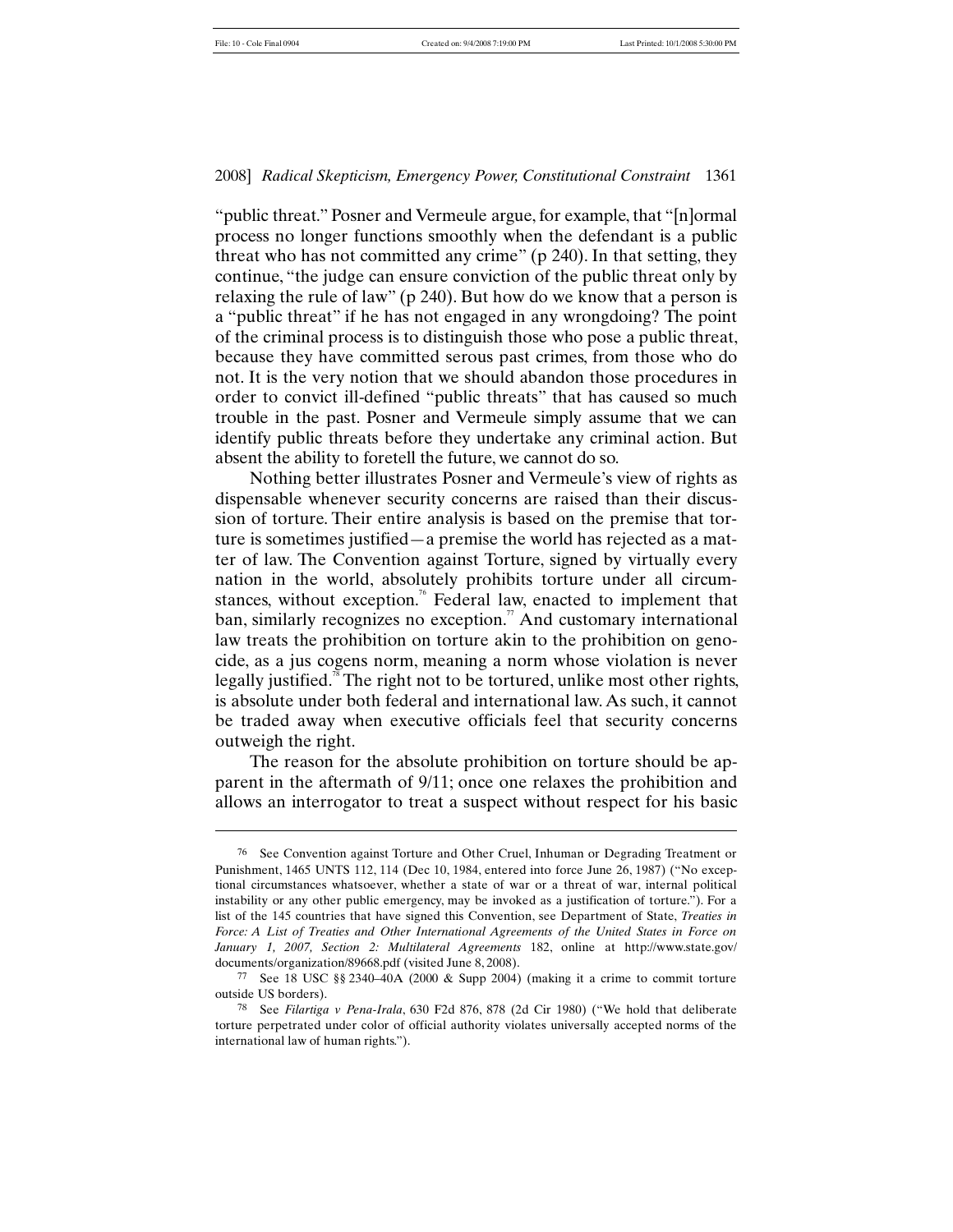"public threat." Posner and Vermeule argue, for example, that "[n]ormal process no longer functions smoothly when the defendant is a public threat who has not committed any crime" (p 240). In that setting, they continue, "the judge can ensure conviction of the public threat only by relaxing the rule of law" (p 240). But how do we know that a person is a "public threat" if he has not engaged in any wrongdoing? The point of the criminal process is to distinguish those who pose a public threat, because they have committed serous past crimes, from those who do not. It is the very notion that we should abandon those procedures in order to convict ill-defined "public threats" that has caused so much trouble in the past. Posner and Vermeule simply assume that we can identify public threats before they undertake any criminal action. But absent the ability to foretell the future, we cannot do so.

Nothing better illustrates Posner and Vermeule's view of rights as dispensable whenever security concerns are raised than their discussion of torture. Their entire analysis is based on the premise that torture is sometimes justified—a premise the world has rejected as a matter of law. The Convention against Torture, signed by virtually every nation in the world, absolutely prohibits torture under all circumstances, without exception.[76] Federal law, enacted to implement that ban, similarly recognizes no exception.[77] And customary international law treats the prohibition on torture akin to the prohibition on genocide, as a jus cogens norm, meaning a norm whose violation is never legally justified.[78] The right not to be tortured, unlike most other rights, is absolute under both federal and international law. As such, it cannot be traded away when executive officials feel that security concerns outweigh the right.

The reason for the absolute prohibition on torture should be apparent in the aftermath of 9/11; once one relaxes the prohibition and allows an interrogator to treat a suspect without respect for his basic

---

76 See Convention against Torture and Other Cruel, Inhuman or Degrading Treatment or Punishment, 1465 UNTS 112, 114 (Dec 10, 1984, entered into force June 26, 1987) ("No exceptional circumstances whatsoever, whether a state of war or a threat of war, internal political instability or any other public emergency, may be invoked as a justification of torture."). For a list of the 145 countries that have signed this Convention, see Department of State, *Treaties in Force: A List of Treaties and Other International Agreements of the United States in Force on January 1, 2007, Section 2: Multilateral Agreements* 182, online at http://www.state.gov/documents/organization/89668.pdf (visited June 8, 2008).

77 See 18 USC §§ 2340–40A (2000 & Supp 2004) (making it a crime to commit torture outside US borders).

78 See *Filartiga v Pena-Irala*, 630 F2d 876, 878 (2d Cir 1980) ("We hold that deliberate torture perpetrated under color of official authority violates universally accepted norms of the international law of human rights.").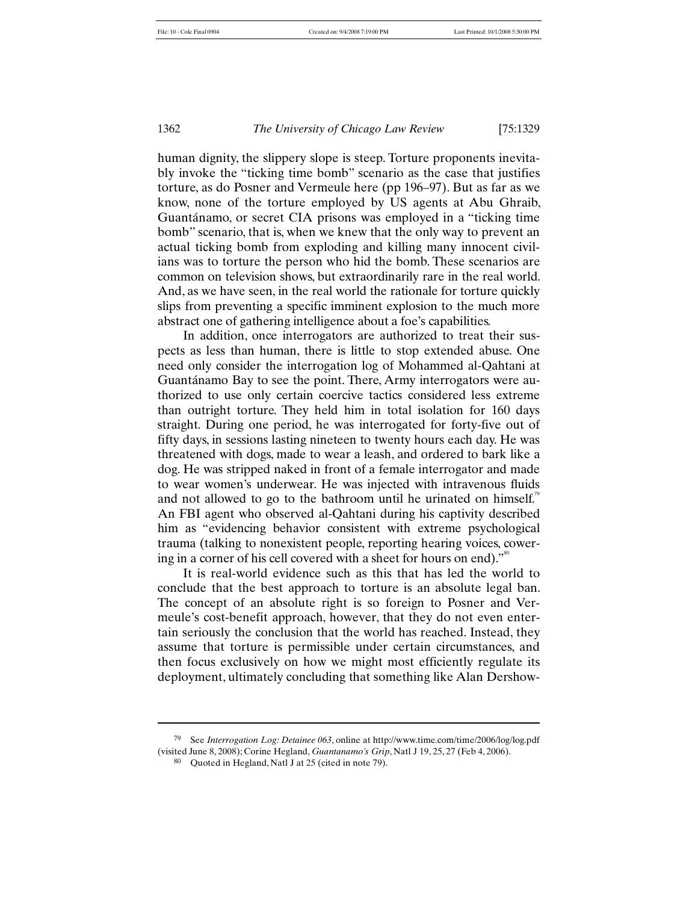human dignity, the slippery slope is steep. Torture proponents inevitably invoke the "ticking time bomb" scenario as the case that justifies torture, as do Posner and Vermeule here (pp 196–97). But as far as we know, none of the torture employed by US agents at Abu Ghraib, Guantánamo, or secret CIA prisons was employed in a "ticking time bomb" scenario, that is, when we knew that the only way to prevent an actual ticking bomb from exploding and killing many innocent civilians was to torture the person who hid the bomb. These scenarios are common on television shows, but extraordinarily rare in the real world. And, as we have seen, in the real world the rationale for torture quickly slips from preventing a specific imminent explosion to the much more abstract one of gathering intelligence about a foe's capabilities.

In addition, once interrogators are authorized to treat their suspects as less than human, there is little to stop extended abuse. One need only consider the interrogation log of Mohammed al-Qahtani at Guantánamo Bay to see the point. There, Army interrogators were authorized to use only certain coercive tactics considered less extreme than outright torture. They held him in total isolation for 160 days straight. During one period, he was interrogated for forty-five out of fifty days, in sessions lasting nineteen to twenty hours each day. He was threatened with dogs, made to wear a leash, and ordered to bark like a dog. He was stripped naked in front of a female interrogator and made to wear women's underwear. He was injected with intravenous fluids and not allowed to go to the bathroom until he urinated on himself.[79] An FBI agent who observed al-Qahtani during his captivity described him as "evidencing behavior consistent with extreme psychological trauma (talking to nonexistent people, reporting hearing voices, cowering in a corner of his cell covered with a sheet for hours on end)."[80]

It is real-world evidence such as this that has led the world to conclude that the best approach to torture is an absolute legal ban. The concept of an absolute right is so foreign to Posner and Vermeule's cost-benefit approach, however, that they do not even entertain seriously the conclusion that the world has reached. Instead, they assume that torture is permissible under certain circumstances, and then focus exclusively on how we might most efficiently regulate its deployment, ultimately concluding that something like Alan Dershow-

---

[79] See *Interrogation Log: Detainee 063*, online at http://www.time.com/time/2006/log/log.pdf (visited June 8, 2008); Corine Hegland, *Guantanamo's Grip*, Natl J 19, 25, 27 (Feb 4, 2006).

[80] Quoted in Hegland, Natl J at 25 (cited in note 79).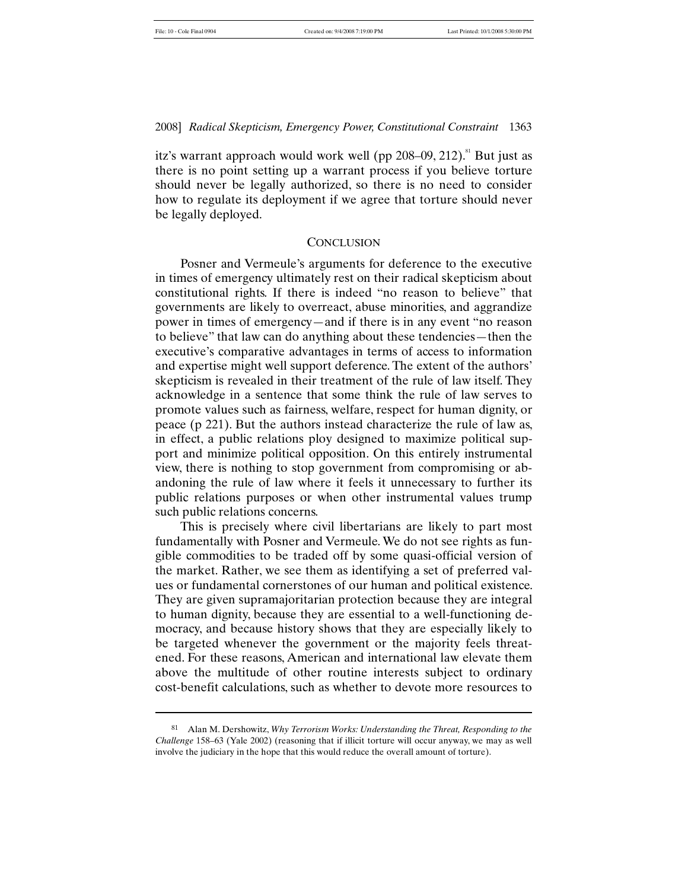itz's warrant approach would work well (pp 208–09, 212).[81] But just as there is no point setting up a warrant process if you believe torture should never be legally authorized, so there is no need to consider how to regulate its deployment if we agree that torture should never be legally deployed.

## CONCLUSION

Posner and Vermeule's arguments for deference to the executive in times of emergency ultimately rest on their radical skepticism about constitutional rights. If there is indeed "no reason to believe" that governments are likely to overreact, abuse minorities, and aggrandize power in times of emergency—and if there is in any event "no reason to believe" that law can do anything about these tendencies—then the executive's comparative advantages in terms of access to information and expertise might well support deference. The extent of the authors' skepticism is revealed in their treatment of the rule of law itself. They acknowledge in a sentence that some think the rule of law serves to promote values such as fairness, welfare, respect for human dignity, or peace (p 221). But the authors instead characterize the rule of law as, in effect, a public relations ploy designed to maximize political support and minimize political opposition. On this entirely instrumental view, there is nothing to stop government from compromising or abandoning the rule of law where it feels it unnecessary to further its public relations purposes or when other instrumental values trump such public relations concerns.

This is precisely where civil libertarians are likely to part most fundamentally with Posner and Vermeule. We do not see rights as fungible commodities to be traded off by some quasi-official version of the market. Rather, we see them as identifying a set of preferred values or fundamental cornerstones of our human and political existence. They are given supramajoritarian protection because they are integral to human dignity, because they are essential to a well-functioning democracy, and because history shows that they are especially likely to be targeted whenever the government or the majority feels threatened. For these reasons, American and international law elevate them above the multitude of other routine interests subject to ordinary cost-benefit calculations, such as whether to devote more resources to

---

81 Alan M. Dershowitz, *Why Terrorism Works: Understanding the Threat, Responding to the Challenge* 158–63 (Yale 2002) (reasoning that if illicit torture will occur anyway, we may as well involve the judiciary in the hope that this would reduce the overall amount of torture).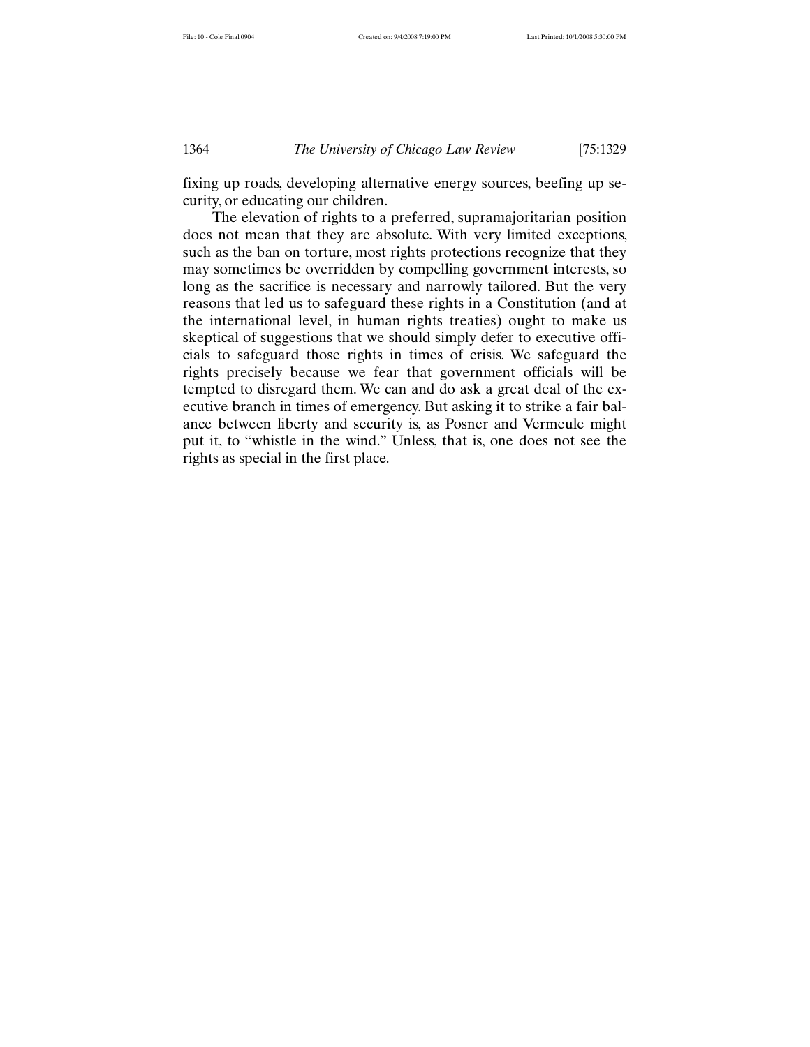fixing up roads, developing alternative energy sources, beefing up security, or educating our children.

The elevation of rights to a preferred, supramajoritarian position does not mean that they are absolute. With very limited exceptions, such as the ban on torture, most rights protections recognize that they may sometimes be overridden by compelling government interests, so long as the sacrifice is necessary and narrowly tailored. But the very reasons that led us to safeguard these rights in a Constitution (and at the international level, in human rights treaties) ought to make us skeptical of suggestions that we should simply defer to executive officials to safeguard those rights in times of crisis. We safeguard the rights precisely because we fear that government officials will be tempted to disregard them. We can and do ask a great deal of the executive branch in times of emergency. But asking it to strike a fair balance between liberty and security is, as Posner and Vermeule might put it, to "whistle in the wind." Unless, that is, one does not see the rights as special in the first place.